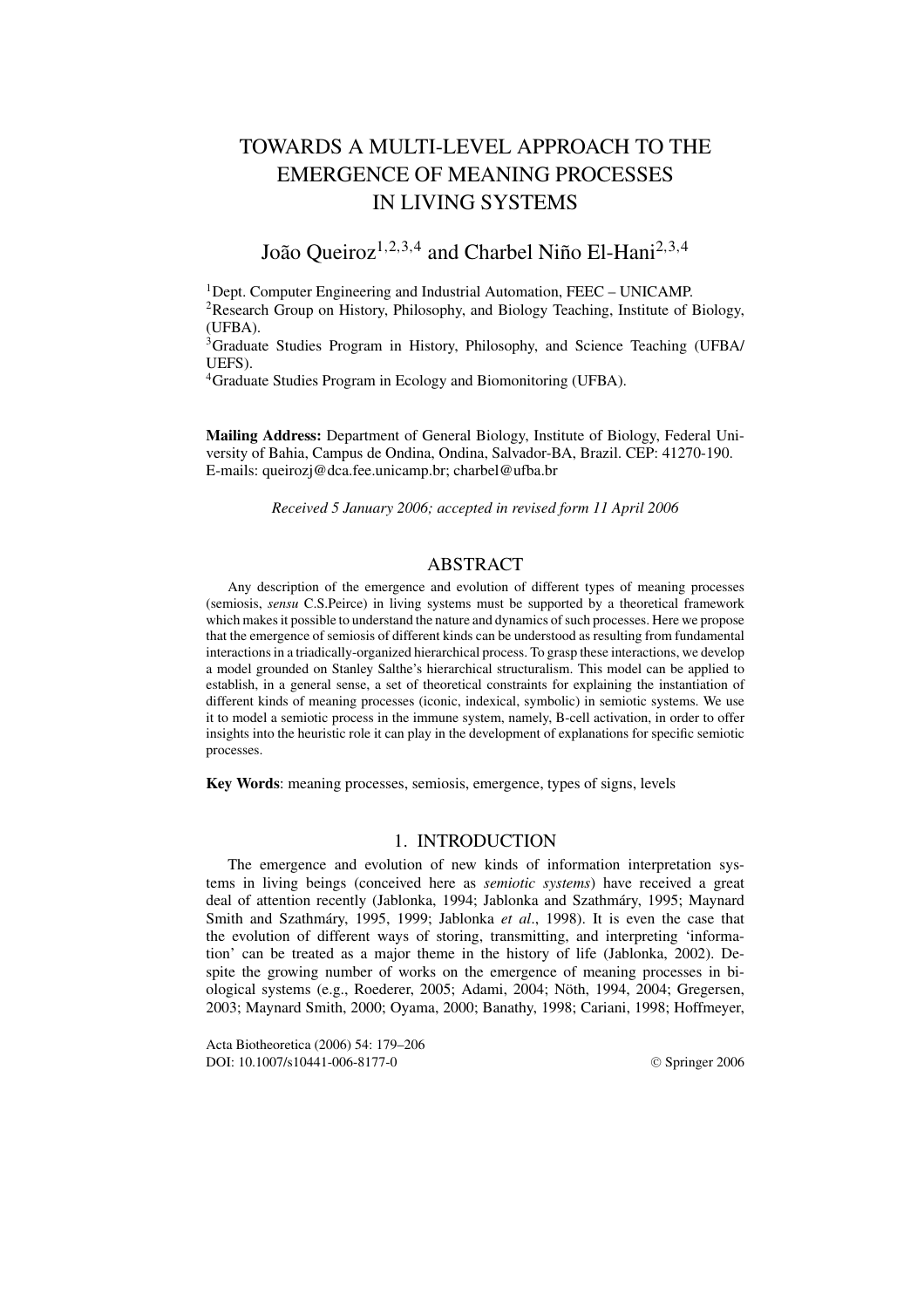# TOWARDS A MULTI-LEVEL APPROACH TO THE EMERGENCE OF MEANING PROCESSES IN LIVING SYSTEMS

João Queiroz[1,2,3,4] and Charbel Niño El-Hani[2,3,4]

[1]Dept. Computer Engineering and Industrial Automation, FEEC – UNICAMP.
[2]Research Group on History, Philosophy, and Biology Teaching, Institute of Biology, (UFBA).
[3]Graduate Studies Program in History, Philosophy, and Science Teaching (UFBA/UEFS).
[4]Graduate Studies Program in Ecology and Biomonitoring (UFBA).

**Mailing Address:** Department of General Biology, Institute of Biology, Federal University of Bahia, Campus de Ondina, Ondina, Salvador-BA, Brazil. CEP: 41270-190. E-mails: queirozj@dca.fee.unicamp.br; charbel@ufba.br

*Received 5 January 2006; accepted in revised form 11 April 2006*

## ABSTRACT

Any description of the emergence and evolution of different types of meaning processes (semiosis, *sensu* C.S.Peirce) in living systems must be supported by a theoretical framework which makes it possible to understand the nature and dynamics of such processes. Here we propose that the emergence of semiosis of different kinds can be understood as resulting from fundamental interactions in a triadically-organized hierarchical process. To grasp these interactions, we develop a model grounded on Stanley Salthe's hierarchical structuralism. This model can be applied to establish, in a general sense, a set of theoretical constraints for explaining the instantiation of different kinds of meaning processes (iconic, indexical, symbolic) in semiotic systems. We use it to model a semiotic process in the immune system, namely, B-cell activation, in order to offer insights into the heuristic role it can play in the development of explanations for specific semiotic processes.

**Key Words**: meaning processes, semiosis, emergence, types of signs, levels

## 1. INTRODUCTION

The emergence and evolution of new kinds of information interpretation systems in living beings (conceived here as *semiotic systems*) have received a great deal of attention recently (Jablonka, 1994; Jablonka and Szathmáry, 1995; Maynard Smith and Szathmáry, 1995, 1999; Jablonka *et al*., 1998). It is even the case that the evolution of different ways of storing, transmitting, and interpreting 'information' can be treated as a major theme in the history of life (Jablonka, 2002). Despite the growing number of works on the emergence of meaning processes in biological systems (e.g., Roederer, 2005; Adami, 2004; Nöth, 1994, 2004; Gregersen, 2003; Maynard Smith, 2000; Oyama, 2000; Banathy, 1998; Cariani, 1998; Hoffmeyer,

Acta Biotheoretica (2006) 54: 179–206
DOI: 10.1007/s10441-006-8177-0 © Springer 2006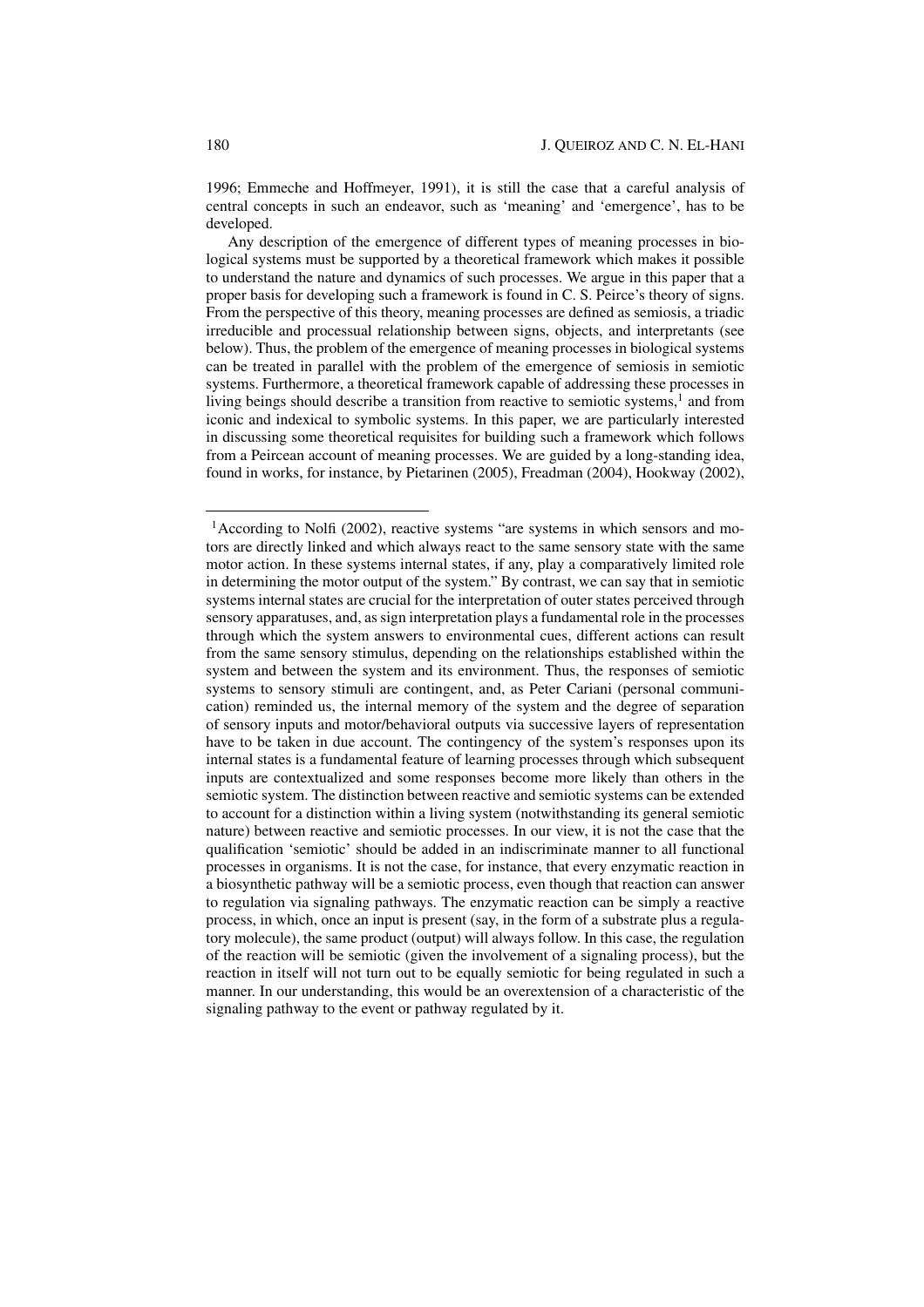1996; Emmeche and Hoffmeyer, 1991), it is still the case that a careful analysis of central concepts in such an endeavor, such as 'meaning' and 'emergence', has to be developed.

Any description of the emergence of different types of meaning processes in biological systems must be supported by a theoretical framework which makes it possible to understand the nature and dynamics of such processes. We argue in this paper that a proper basis for developing such a framework is found in C. S. Peirce's theory of signs. From the perspective of this theory, meaning processes are defined as semiosis, a triadic irreducible and processual relationship between signs, objects, and interpretants (see below). Thus, the problem of the emergence of meaning processes in biological systems can be treated in parallel with the problem of the emergence of semiosis in semiotic systems. Furthermore, a theoretical framework capable of addressing these processes in living beings should describe a transition from reactive to semiotic systems,[1] and from iconic and indexical to symbolic systems. In this paper, we are particularly interested in discussing some theoretical requisites for building such a framework which follows from a Peircean account of meaning processes. We are guided by a long-standing idea, found in works, for instance, by Pietarinen (2005), Freadman (2004), Hookway (2002),

[1]According to Nolfi (2002), reactive systems "are systems in which sensors and motors are directly linked and which always react to the same sensory state with the same motor action. In these systems internal states, if any, play a comparatively limited role in determining the motor output of the system." By contrast, we can say that in semiotic systems internal states are crucial for the interpretation of outer states perceived through sensory apparatuses, and, as sign interpretation plays a fundamental role in the processes through which the system answers to environmental cues, different actions can result from the same sensory stimulus, depending on the relationships established within the system and between the system and its environment. Thus, the responses of semiotic systems to sensory stimuli are contingent, and, as Peter Cariani (personal communication) reminded us, the internal memory of the system and the degree of separation of sensory inputs and motor/behavioral outputs via successive layers of representation have to be taken in due account. The contingency of the system's responses upon its internal states is a fundamental feature of learning processes through which subsequent inputs are contextualized and some responses become more likely than others in the semiotic system. The distinction between reactive and semiotic systems can be extended to account for a distinction within a living system (notwithstanding its general semiotic nature) between reactive and semiotic processes. In our view, it is not the case that the qualification 'semiotic' should be added in an indiscriminate manner to all functional processes in organisms. It is not the case, for instance, that every enzymatic reaction in a biosynthetic pathway will be a semiotic process, even though that reaction can answer to regulation via signaling pathways. The enzymatic reaction can be simply a reactive process, in which, once an input is present (say, in the form of a substrate plus a regulatory molecule), the same product (output) will always follow. In this case, the regulation of the reaction will be semiotic (given the involvement of a signaling process), but the reaction in itself will not turn out to be equally semiotic for being regulated in such a manner. In our understanding, this would be an overextension of a characteristic of the signaling pathway to the event or pathway regulated by it.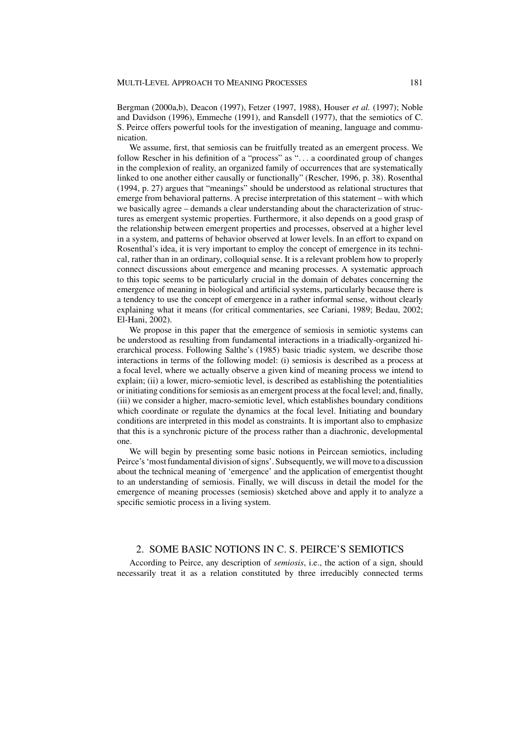Bergman (2000a,b), Deacon (1997), Fetzer (1997, 1988), Houser *et al.* (1997); Noble and Davidson (1996), Emmeche (1991), and Ransdell (1977), that the semiotics of C. S. Peirce offers powerful tools for the investigation of meaning, language and communication.

We assume, first, that semiosis can be fruitfully treated as an emergent process. We follow Rescher in his definition of a "process" as "... a coordinated group of changes in the complexion of reality, an organized family of occurrences that are systematically linked to one another either causally or functionally" (Rescher, 1996, p. 38). Rosenthal (1994, p. 27) argues that "meanings" should be understood as relational structures that emerge from behavioral patterns. A precise interpretation of this statement – with which we basically agree – demands a clear understanding about the characterization of structures as emergent systemic properties. Furthermore, it also depends on a good grasp of the relationship between emergent properties and processes, observed at a higher level in a system, and patterns of behavior observed at lower levels. In an effort to expand on Rosenthal's idea, it is very important to employ the concept of emergence in its technical, rather than in an ordinary, colloquial sense. It is a relevant problem how to properly connect discussions about emergence and meaning processes. A systematic approach to this topic seems to be particularly crucial in the domain of debates concerning the emergence of meaning in biological and artificial systems, particularly because there is a tendency to use the concept of emergence in a rather informal sense, without clearly explaining what it means (for critical commentaries, see Cariani, 1989; Bedau, 2002; El-Hani, 2002).

We propose in this paper that the emergence of semiosis in semiotic systems can be understood as resulting from fundamental interactions in a triadically-organized hierarchical process. Following Salthe's (1985) basic triadic system, we describe those interactions in terms of the following model: (i) semiosis is described as a process at a focal level, where we actually observe a given kind of meaning process we intend to explain; (ii) a lower, micro-semiotic level, is described as establishing the potentialities or initiating conditions for semiosis as an emergent process at the focal level; and, finally, (iii) we consider a higher, macro-semiotic level, which establishes boundary conditions which coordinate or regulate the dynamics at the focal level. Initiating and boundary conditions are interpreted in this model as constraints. It is important also to emphasize that this is a synchronic picture of the process rather than a diachronic, developmental one.

We will begin by presenting some basic notions in Peircean semiotics, including Peirce's 'most fundamental division of signs'. Subsequently, we will move to a discussion about the technical meaning of 'emergence' and the application of emergentist thought to an understanding of semiosis. Finally, we will discuss in detail the model for the emergence of meaning processes (semiosis) sketched above and apply it to analyze a specific semiotic process in a living system.

## 2. SOME BASIC NOTIONS IN C. S. PEIRCE'S SEMIOTICS

According to Peirce, any description of *semiosis*, i.e., the action of a sign, should necessarily treat it as a relation constituted by three irreducibly connected terms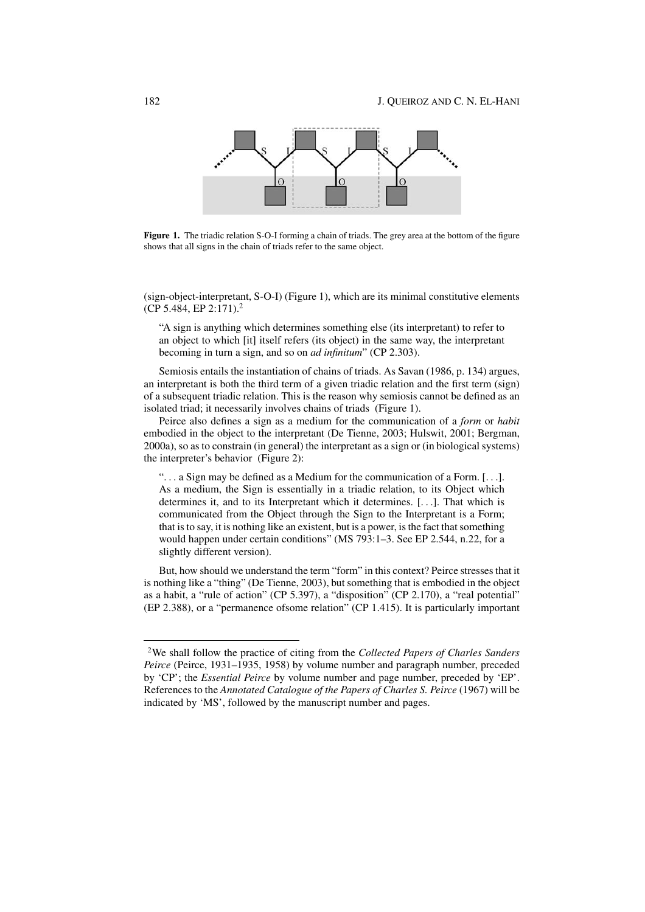**Figure 1.** The triadic relation S-O-I forming a chain of triads. The grey area at the bottom of the figure shows that all signs in the chain of triads refer to the same object.

(sign-object-interpretant, S-O-I) (Figure 1), which are its minimal constitutive elements (CP 5.484, EP 2:171).[2]

> "A sign is anything which determines something else (its interpretant) to refer to an object to which [it] itself refers (its object) in the same way, the interpretant becoming in turn a sign, and so on *ad infinitum*" (CP 2.303).

Semiosis entails the instantiation of chains of triads. As Savan (1986, p. 134) argues, an interpretant is both the third term of a given triadic relation and the first term (sign) of a subsequent triadic relation. This is the reason why semiosis cannot be defined as an isolated triad; it necessarily involves chains of triads (Figure 1).

Peirce also defines a sign as a medium for the communication of a *form* or *habit* embodied in the object to the interpretant (De Tienne, 2003; Hulswit, 2001; Bergman, 2000a), so as to constrain (in general) the interpretant as a sign or (in biological systems) the interpreter's behavior (Figure 2):

> ". . . a Sign may be defined as a Medium for the communication of a Form. [. . .]. As a medium, the Sign is essentially in a triadic relation, to its Object which determines it, and to its Interpretant which it determines. [. . .]. That which is communicated from the Object through the Sign to the Interpretant is a Form; that is to say, it is nothing like an existent, but is a power, is the fact that something would happen under certain conditions" (MS 793:1–3. See EP 2.544, n.22, for a slightly different version).

But, how should we understand the term "form" in this context? Peirce stresses that it is nothing like a "thing" (De Tienne, 2003), but something that is embodied in the object as a habit, a "rule of action" (CP 5.397), a "disposition" (CP 2.170), a "real potential" (EP 2.388), or a "permanence ofsome relation" (CP 1.415). It is particularly important

[2] We shall follow the practice of citing from the *Collected Papers of Charles Sanders Peirce* (Peirce, 1931–1935, 1958) by volume number and paragraph number, preceded by 'CP'; the *Essential Peirce* by volume number and page number, preceded by 'EP'. References to the *Annotated Catalogue of the Papers of Charles S. Peirce* (1967) will be indicated by 'MS', followed by the manuscript number and pages.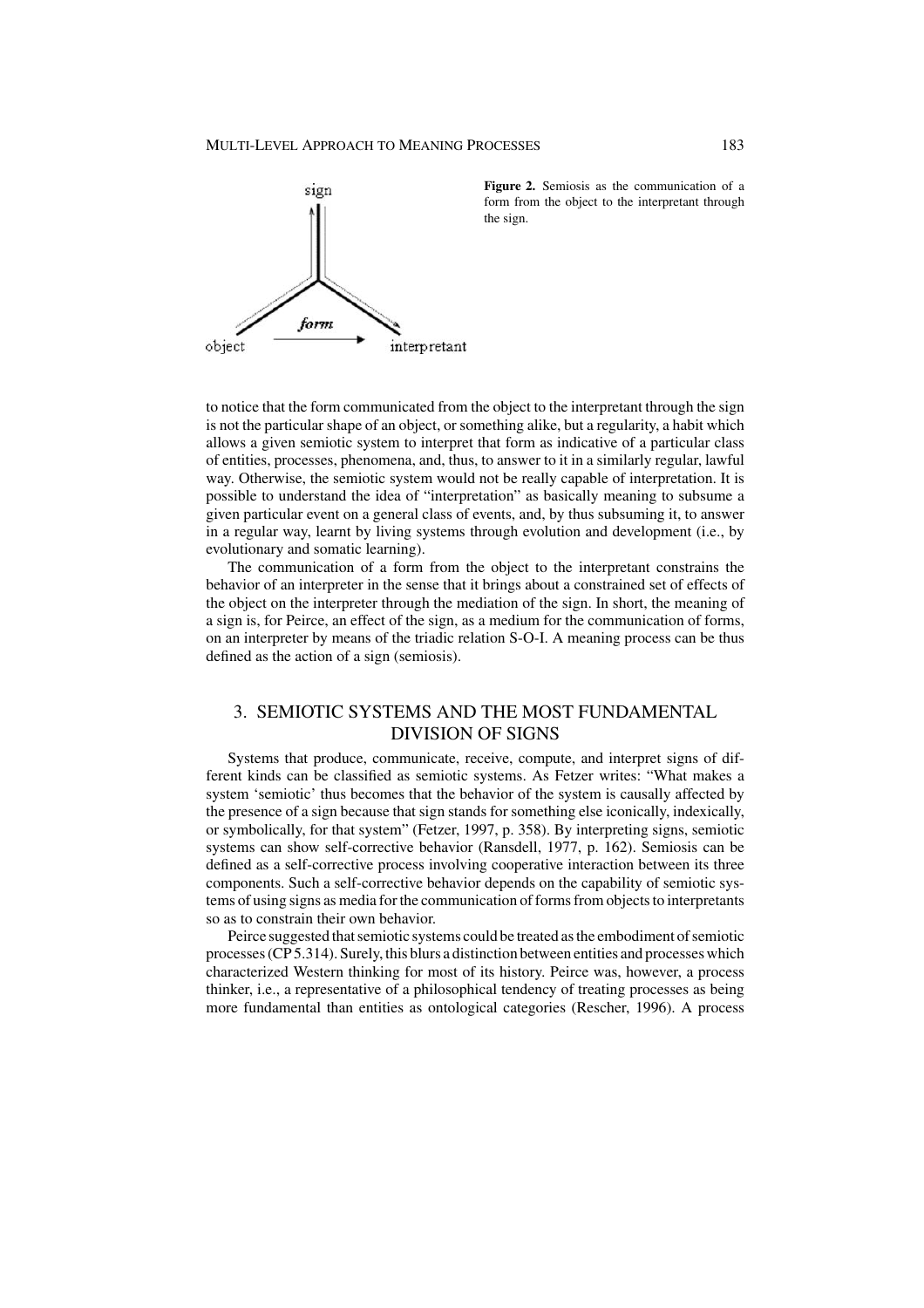sign

form

object

interpretant

**Figure 2.** Semiosis as the communication of a form from the object to the interpretant through the sign.

to notice that the form communicated from the object to the interpretant through the sign is not the particular shape of an object, or something alike, but a regularity, a habit which allows a given semiotic system to interpret that form as indicative of a particular class of entities, processes, phenomena, and, thus, to answer to it in a similarly regular, lawful way. Otherwise, the semiotic system would not be really capable of interpretation. It is possible to understand the idea of "interpretation" as basically meaning to subsume a given particular event on a general class of events, and, by thus subsuming it, to answer in a regular way, learnt by living systems through evolution and development (i.e., by evolutionary and somatic learning).

The communication of a form from the object to the interpretant constrains the behavior of an interpreter in the sense that it brings about a constrained set of effects of the object on the interpreter through the mediation of the sign. In short, the meaning of a sign is, for Peirce, an effect of the sign, as a medium for the communication of forms, on an interpreter by means of the triadic relation S-O-I. A meaning process can be thus defined as the action of a sign (semiosis).

## 3. SEMIOTIC SYSTEMS AND THE MOST FUNDAMENTAL DIVISION OF SIGNS

Systems that produce, communicate, receive, compute, and interpret signs of different kinds can be classified as semiotic systems. As Fetzer writes: "What makes a system 'semiotic' thus becomes that the behavior of the system is causally affected by the presence of a sign because that sign stands for something else iconically, indexically, or symbolically, for that system" (Fetzer, 1997, p. 358). By interpreting signs, semiotic systems can show self-corrective behavior (Ransdell, 1977, p. 162). Semiosis can be defined as a self-corrective process involving cooperative interaction between its three components. Such a self-corrective behavior depends on the capability of semiotic systems of using signs as media for the communication of forms from objects to interpretants so as to constrain their own behavior.

Peirce suggested that semiotic systems could be treated as the embodiment of semiotic processes (CP 5.314). Surely, this blurs a distinction between entities and processes which characterized Western thinking for most of its history. Peirce was, however, a process thinker, i.e., a representative of a philosophical tendency of treating processes as being more fundamental than entities as ontological categories (Rescher, 1996). A process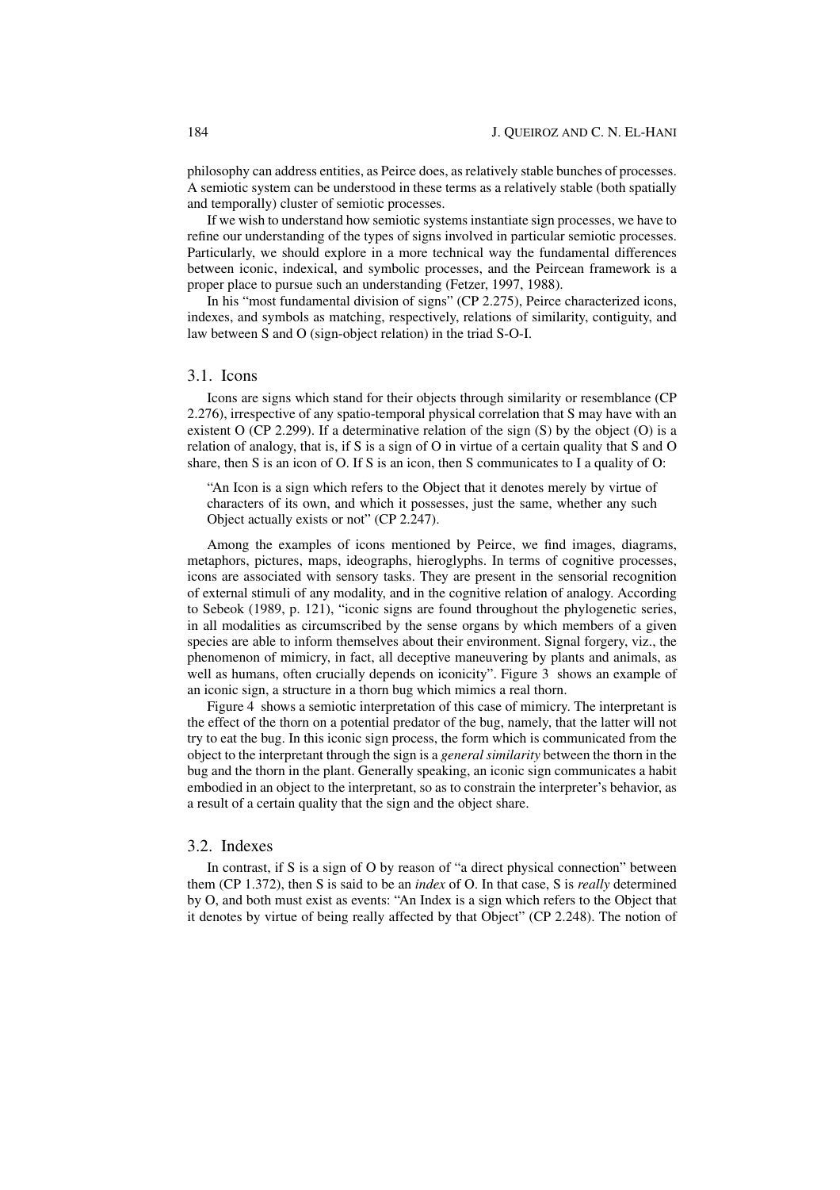philosophy can address entities, as Peirce does, as relatively stable bunches of processes. A semiotic system can be understood in these terms as a relatively stable (both spatially and temporally) cluster of semiotic processes.

If we wish to understand how semiotic systems instantiate sign processes, we have to refine our understanding of the types of signs involved in particular semiotic processes. Particularly, we should explore in a more technical way the fundamental differences between iconic, indexical, and symbolic processes, and the Peircean framework is a proper place to pursue such an understanding (Fetzer, 1997, 1988).

In his "most fundamental division of signs" (CP 2.275), Peirce characterized icons, indexes, and symbols as matching, respectively, relations of similarity, contiguity, and law between S and O (sign-object relation) in the triad S-O-I.

### 3.1. Icons

Icons are signs which stand for their objects through similarity or resemblance (CP 2.276), irrespective of any spatio-temporal physical correlation that S may have with an existent O (CP 2.299). If a determinative relation of the sign (S) by the object (O) is a relation of analogy, that is, if S is a sign of O in virtue of a certain quality that S and O share, then S is an icon of O. If S is an icon, then S communicates to I a quality of O:

> "An Icon is a sign which refers to the Object that it denotes merely by virtue of characters of its own, and which it possesses, just the same, whether any such Object actually exists or not" (CP 2.247).

Among the examples of icons mentioned by Peirce, we find images, diagrams, metaphors, pictures, maps, ideographs, hieroglyphs. In terms of cognitive processes, icons are associated with sensory tasks. They are present in the sensorial recognition of external stimuli of any modality, and in the cognitive relation of analogy. According to Sebeok (1989, p. 121), "iconic signs are found throughout the phylogenetic series, in all modalities as circumscribed by the sense organs by which members of a given species are able to inform themselves about their environment. Signal forgery, viz., the phenomenon of mimicry, in fact, all deceptive maneuvering by plants and animals, as well as humans, often crucially depends on iconicity". Figure 3 shows an example of an iconic sign, a structure in a thorn bug which mimics a real thorn.

Figure 4 shows a semiotic interpretation of this case of mimicry. The interpretant is the effect of the thorn on a potential predator of the bug, namely, that the latter will not try to eat the bug. In this iconic sign process, the form which is communicated from the object to the interpretant through the sign is a *general similarity* between the thorn in the bug and the thorn in the plant. Generally speaking, an iconic sign communicates a habit embodied in an object to the interpretant, so as to constrain the interpreter's behavior, as a result of a certain quality that the sign and the object share.

### 3.2. Indexes

In contrast, if S is a sign of O by reason of "a direct physical connection" between them (CP 1.372), then S is said to be an *index* of O. In that case, S is *really* determined by O, and both must exist as events: "An Index is a sign which refers to the Object that it denotes by virtue of being really affected by that Object" (CP 2.248). The notion of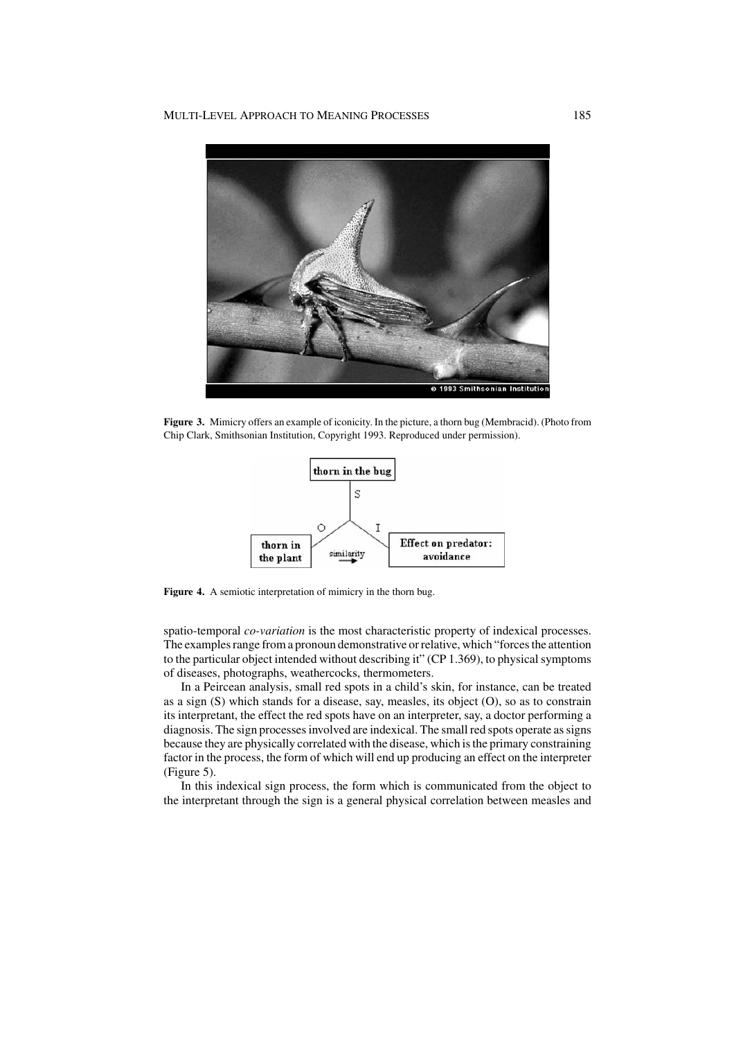**Figure 3.** Mimicry offers an example of iconicity. In the picture, a thorn bug (Membracid). (Photo from Chip Clark, Smithsonian Institution, Copyright 1993. Reproduced under permission).

**Figure 4.** A semiotic interpretation of mimicry in the thorn bug.

spatio-temporal *co-variation* is the most characteristic property of indexical processes. The examples range from a pronoun demonstrative or relative, which "forces the attention to the particular object intended without describing it" (CP 1.369), to physical symptoms of diseases, photographs, weathercocks, thermometers.

In a Peircean analysis, small red spots in a child's skin, for instance, can be treated as a sign (S) which stands for a disease, say, measles, its object (O), so as to constrain its interpretant, the effect the red spots have on an interpreter, say, a doctor performing a diagnosis. The sign processes involved are indexical. The small red spots operate as signs because they are physically correlated with the disease, which is the primary constraining factor in the process, the form of which will end up producing an effect on the interpreter (Figure 5).

In this indexical sign process, the form which is communicated from the object to the interpretant through the sign is a general physical correlation between measles and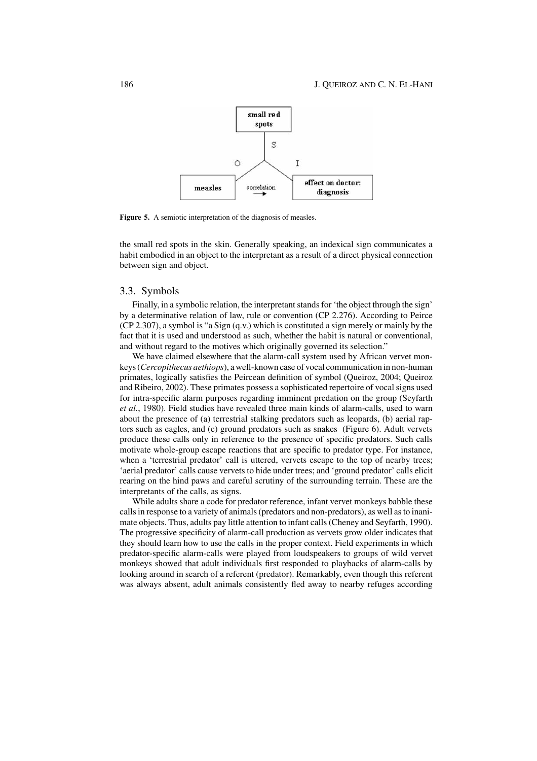**Figure 5.** A semiotic interpretation of the diagnosis of measles.

the small red spots in the skin. Generally speaking, an indexical sign communicates a habit embodied in an object to the interpretant as a result of a direct physical connection between sign and object.

### 3.3. Symbols

Finally, in a symbolic relation, the interpretant stands for 'the object through the sign' by a determinative relation of law, rule or convention (CP 2.276). According to Peirce (CP 2.307), a symbol is "a Sign (q.v.) which is constituted a sign merely or mainly by the fact that it is used and understood as such, whether the habit is natural or conventional, and without regard to the motives which originally governed its selection."

We have claimed elsewhere that the alarm-call system used by African vervet monkeys (*Cercopithecus aethiops*), a well-known case of vocal communication in non-human primates, logically satisfies the Peircean definition of symbol (Queiroz, 2004; Queiroz and Ribeiro, 2002). These primates possess a sophisticated repertoire of vocal signs used for intra-specific alarm purposes regarding imminent predation on the group (Seyfarth *et al.*, 1980). Field studies have revealed three main kinds of alarm-calls, used to warn about the presence of (a) terrestrial stalking predators such as leopards, (b) aerial raptors such as eagles, and (c) ground predators such as snakes (Figure 6). Adult vervets produce these calls only in reference to the presence of specific predators. Such calls motivate whole-group escape reactions that are specific to predator type. For instance, when a 'terrestrial predator' call is uttered, vervets escape to the top of nearby trees; 'aerial predator' calls cause vervets to hide under trees; and 'ground predator' calls elicit rearing on the hind paws and careful scrutiny of the surrounding terrain. These are the interpretants of the calls, as signs.

While adults share a code for predator reference, infant vervet monkeys babble these calls in response to a variety of animals (predators and non-predators), as well as to inanimate objects. Thus, adults pay little attention to infant calls (Cheney and Seyfarth, 1990). The progressive specificity of alarm-call production as vervets grow older indicates that they should learn how to use the calls in the proper context. Field experiments in which predator-specific alarm-calls were played from loudspeakers to groups of wild vervet monkeys showed that adult individuals first responded to playbacks of alarm-calls by looking around in search of a referent (predator). Remarkably, even though this referent was always absent, adult animals consistently fled away to nearby refuges according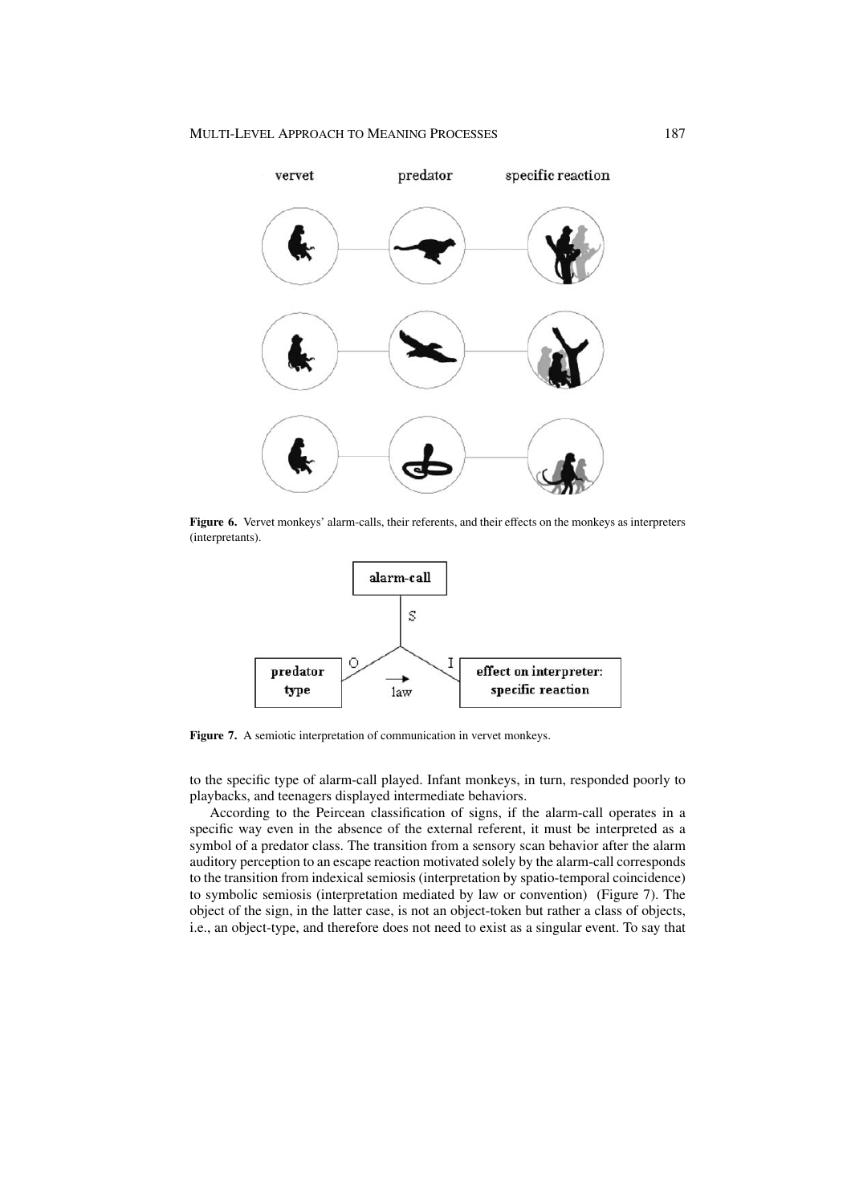Figure 6. Vervet monkeys' alarm-calls, their referents, and their effects on the monkeys as interpreters (interpretants).

Figure 7. A semiotic interpretation of communication in vervet monkeys.

to the specific type of alarm-call played. Infant monkeys, in turn, responded poorly to playbacks, and teenagers displayed intermediate behaviors.

According to the Peircean classification of signs, if the alarm-call operates in a specific way even in the absence of the external referent, it must be interpreted as a symbol of a predator class. The transition from a sensory scan behavior after the alarm auditory perception to an escape reaction motivated solely by the alarm-call corresponds to the transition from indexical semiosis (interpretation by spatio-temporal coincidence) to symbolic semiosis (interpretation mediated by law or convention) (Figure 7). The object of the sign, in the latter case, is not an object-token but rather a class of objects, i.e., an object-type, and therefore does not need to exist as a singular event. To say that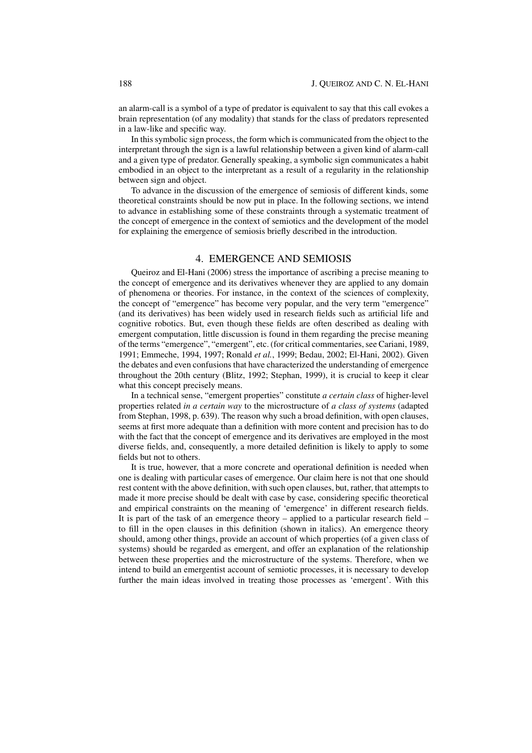an alarm-call is a symbol of a type of predator is equivalent to say that this call evokes a brain representation (of any modality) that stands for the class of predators represented in a law-like and specific way.

In this symbolic sign process, the form which is communicated from the object to the interpretant through the sign is a lawful relationship between a given kind of alarm-call and a given type of predator. Generally speaking, a symbolic sign communicates a habit embodied in an object to the interpretant as a result of a regularity in the relationship between sign and object.

To advance in the discussion of the emergence of semiosis of different kinds, some theoretical constraints should be now put in place. In the following sections, we intend to advance in establishing some of these constraints through a systematic treatment of the concept of emergence in the context of semiotics and the development of the model for explaining the emergence of semiosis briefly described in the introduction.

## 4. EMERGENCE AND SEMIOSIS

Queiroz and El-Hani (2006) stress the importance of ascribing a precise meaning to the concept of emergence and its derivatives whenever they are applied to any domain of phenomena or theories. For instance, in the context of the sciences of complexity, the concept of "emergence" has become very popular, and the very term "emergence" (and its derivatives) has been widely used in research fields such as artificial life and cognitive robotics. But, even though these fields are often described as dealing with emergent computation, little discussion is found in them regarding the precise meaning of the terms "emergence", "emergent", etc. (for critical commentaries, see Cariani, 1989, 1991; Emmeche, 1994, 1997; Ronald *et al.*, 1999; Bedau, 2002; El-Hani, 2002). Given the debates and even confusions that have characterized the understanding of emergence throughout the 20th century (Blitz, 1992; Stephan, 1999), it is crucial to keep it clear what this concept precisely means.

In a technical sense, "emergent properties" constitute *a certain class* of higher-level properties related *in a certain way* to the microstructure of *a class of systems* (adapted from Stephan, 1998, p. 639). The reason why such a broad definition, with open clauses, seems at first more adequate than a definition with more content and precision has to do with the fact that the concept of emergence and its derivatives are employed in the most diverse fields, and, consequently, a more detailed definition is likely to apply to some fields but not to others.

It is true, however, that a more concrete and operational definition is needed when one is dealing with particular cases of emergence. Our claim here is not that one should rest content with the above definition, with such open clauses, but, rather, that attempts to made it more precise should be dealt with case by case, considering specific theoretical and empirical constraints on the meaning of 'emergence' in different research fields. It is part of the task of an emergence theory – applied to a particular research field – to fill in the open clauses in this definition (shown in italics). An emergence theory should, among other things, provide an account of which properties (of a given class of systems) should be regarded as emergent, and offer an explanation of the relationship between these properties and the microstructure of the systems. Therefore, when we intend to build an emergentist account of semiotic processes, it is necessary to develop further the main ideas involved in treating those processes as 'emergent'. With this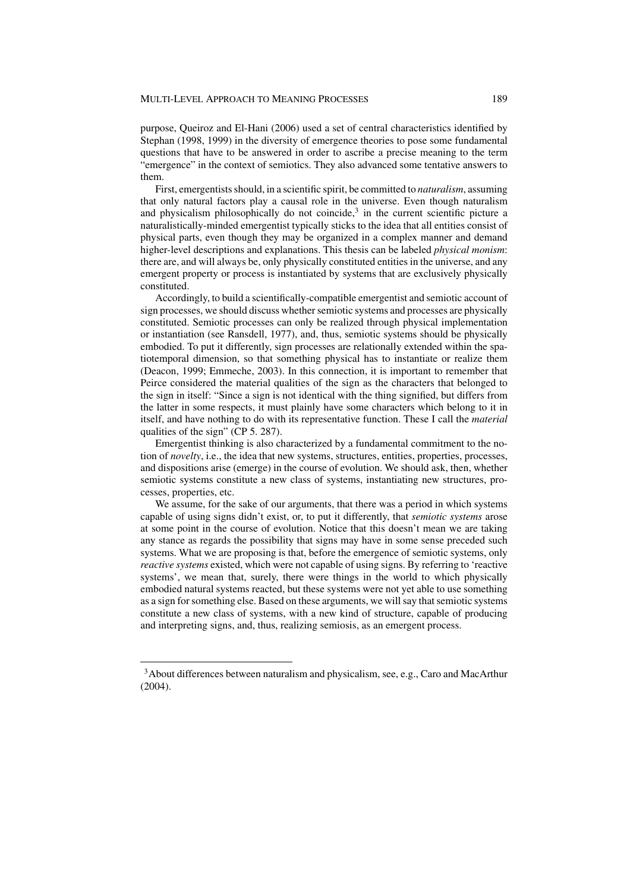purpose, Queiroz and El-Hani (2006) used a set of central characteristics identified by Stephan (1998, 1999) in the diversity of emergence theories to pose some fundamental questions that have to be answered in order to ascribe a precise meaning to the term "emergence" in the context of semiotics. They also advanced some tentative answers to them.

First, emergentists should, in a scientific spirit, be committed to *naturalism*, assuming that only natural factors play a causal role in the universe. Even though naturalism and physicalism philosophically do not coincide,[3] in the current scientific picture a naturalistically-minded emergentist typically sticks to the idea that all entities consist of physical parts, even though they may be organized in a complex manner and demand higher-level descriptions and explanations. This thesis can be labeled *physical monism*: there are, and will always be, only physically constituted entities in the universe, and any emergent property or process is instantiated by systems that are exclusively physically constituted.

Accordingly, to build a scientifically-compatible emergentist and semiotic account of sign processes, we should discuss whether semiotic systems and processes are physically constituted. Semiotic processes can only be realized through physical implementation or instantiation (see Ransdell, 1977), and, thus, semiotic systems should be physically embodied. To put it differently, sign processes are relationally extended within the spatiotemporal dimension, so that something physical has to instantiate or realize them (Deacon, 1999; Emmeche, 2003). In this connection, it is important to remember that Peirce considered the material qualities of the sign as the characters that belonged to the sign in itself: "Since a sign is not identical with the thing signified, but differs from the latter in some respects, it must plainly have some characters which belong to it in itself, and have nothing to do with its representative function. These I call the *material* qualities of the sign" (CP 5. 287).

Emergentist thinking is also characterized by a fundamental commitment to the notion of *novelty*, i.e., the idea that new systems, structures, entities, properties, processes, and dispositions arise (emerge) in the course of evolution. We should ask, then, whether semiotic systems constitute a new class of systems, instantiating new structures, processes, properties, etc.

We assume, for the sake of our arguments, that there was a period in which systems capable of using signs didn't exist, or, to put it differently, that *semiotic systems* arose at some point in the course of evolution. Notice that this doesn't mean we are taking any stance as regards the possibility that signs may have in some sense preceded such systems. What we are proposing is that, before the emergence of semiotic systems, only *reactive systems* existed, which were not capable of using signs. By referring to 'reactive systems', we mean that, surely, there were things in the world to which physically embodied natural systems reacted, but these systems were not yet able to use something as a sign for something else. Based on these arguments, we will say that semiotic systems constitute a new class of systems, with a new kind of structure, capable of producing and interpreting signs, and, thus, realizing semiosis, as an emergent process.

---

[3] About differences between naturalism and physicalism, see, e.g., Caro and MacArthur (2004).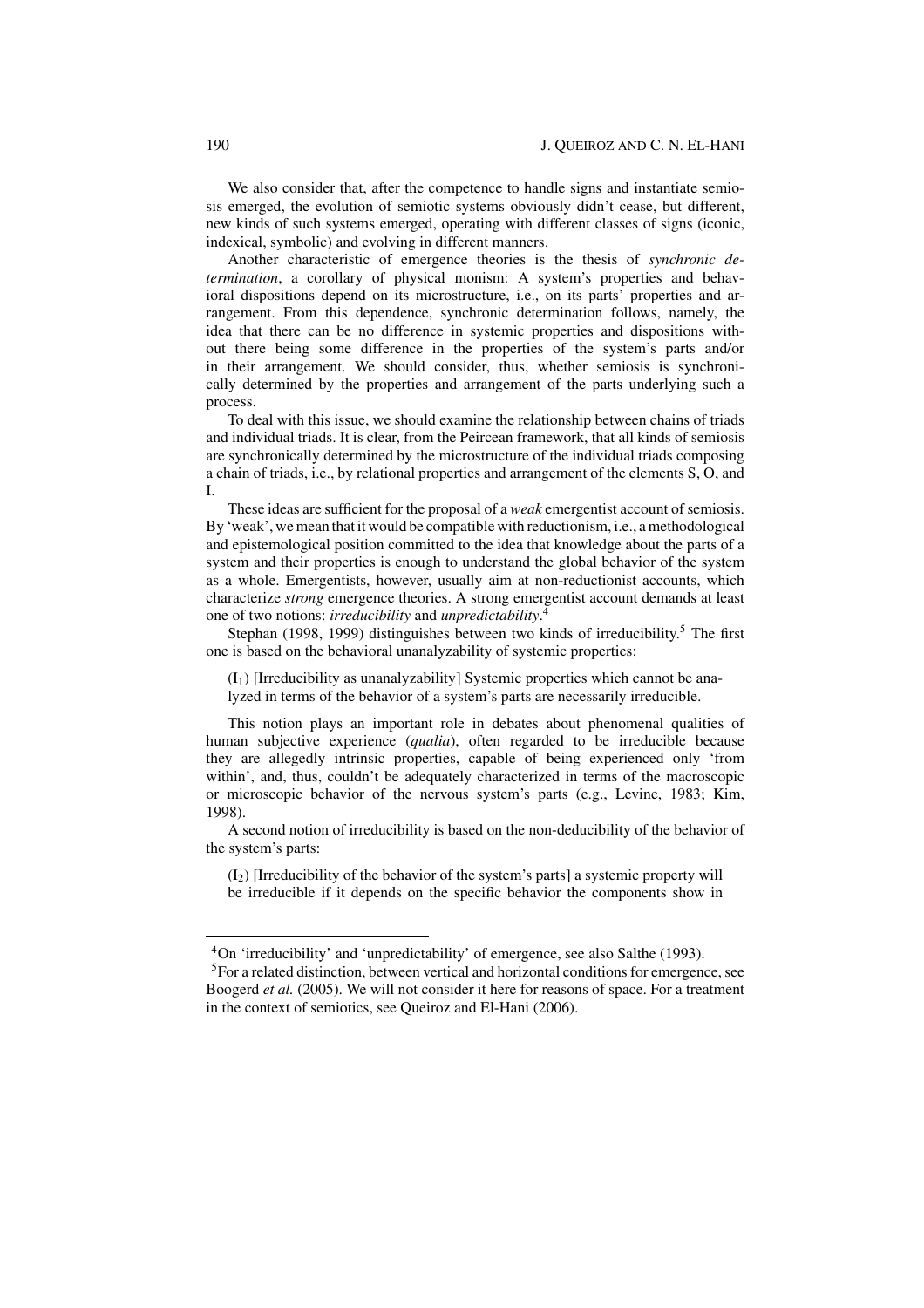We also consider that, after the competence to handle signs and instantiate semiosis emerged, the evolution of semiotic systems obviously didn't cease, but different, new kinds of such systems emerged, operating with different classes of signs (iconic, indexical, symbolic) and evolving in different manners.

Another characteristic of emergence theories is the thesis of *synchronic determination*, a corollary of physical monism: A system's properties and behavioral dispositions depend on its microstructure, i.e., on its parts' properties and arrangement. From this dependence, synchronic determination follows, namely, the idea that there can be no difference in systemic properties and dispositions without there being some difference in the properties of the system's parts and/or in their arrangement. We should consider, thus, whether semiosis is synchronically determined by the properties and arrangement of the parts underlying such a process.

To deal with this issue, we should examine the relationship between chains of triads and individual triads. It is clear, from the Peircean framework, that all kinds of semiosis are synchronically determined by the microstructure of the individual triads composing a chain of triads, i.e., by relational properties and arrangement of the elements S, O, and I.

These ideas are sufficient for the proposal of a *weak* emergentist account of semiosis. By 'weak', we mean that it would be compatible with reductionism, i.e., a methodological and epistemological position committed to the idea that knowledge about the parts of a system and their properties is enough to understand the global behavior of the system as a whole. Emergentists, however, usually aim at non-reductionist accounts, which characterize *strong* emergence theories. A strong emergentist account demands at least one of two notions: *irreducibility* and *unpredictability*.[4]

Stephan (1998, 1999) distinguishes between two kinds of irreducibility.[5] The first one is based on the behavioral unanalyzability of systemic properties:

($I_1$) [Irreducibility as unanalyzability] Systemic properties which cannot be analyzed in terms of the behavior of a system's parts are necessarily irreducible.

This notion plays an important role in debates about phenomenal qualities of human subjective experience (*qualia*), often regarded to be irreducible because they are allegedly intrinsic properties, capable of being experienced only 'from within', and, thus, couldn't be adequately characterized in terms of the macroscopic or microscopic behavior of the nervous system's parts (e.g., Levine, 1983; Kim, 1998).

A second notion of irreducibility is based on the non-deducibility of the behavior of the system's parts:

($I_2$) [Irreducibility of the behavior of the system's parts] a systemic property will be irreducible if it depends on the specific behavior the components show in

---

[4] On 'irreducibility' and 'unpredictability' of emergence, see also Salthe (1993).

[5] For a related distinction, between vertical and horizontal conditions for emergence, see Boogerd *et al.* (2005). We will not consider it here for reasons of space. For a treatment in the context of semiotics, see Queiroz and El-Hani (2006).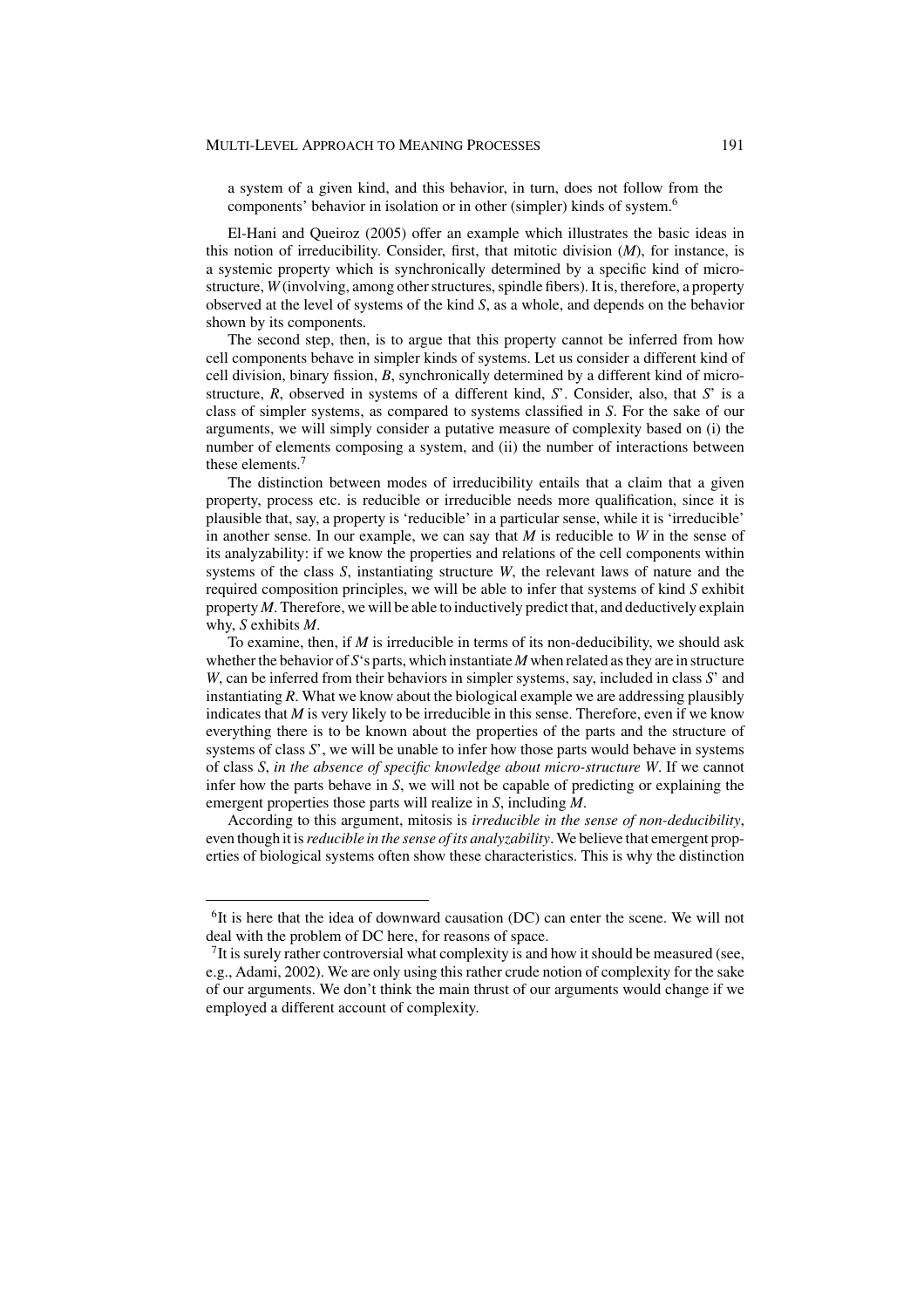a system of a given kind, and this behavior, in turn, does not follow from the components' behavior in isolation or in other (simpler) kinds of system.[6]

El-Hani and Queiroz (2005) offer an example which illustrates the basic ideas in this notion of irreducibility. Consider, first, that mitotic division (*M*), for instance, is a systemic property which is synchronically determined by a specific kind of micro-structure, *W* (involving, among other structures, spindle fibers). It is, therefore, a property observed at the level of systems of the kind *S*, as a whole, and depends on the behavior shown by its components.

The second step, then, is to argue that this property cannot be inferred from how cell components behave in simpler kinds of systems. Let us consider a different kind of cell division, binary fission, *B*, synchronically determined by a different kind of micro-structure, *R*, observed in systems of a different kind, *S*'. Consider, also, that *S*' is a class of simpler systems, as compared to systems classified in *S*. For the sake of our arguments, we will simply consider a putative measure of complexity based on (i) the number of elements composing a system, and (ii) the number of interactions between these elements.[7]

The distinction between modes of irreducibility entails that a claim that a given property, process etc. is reducible or irreducible needs more qualification, since it is plausible that, say, a property is 'reducible' in a particular sense, while it is 'irreducible' in another sense. In our example, we can say that *M* is reducible to *W* in the sense of its analyzability: if we know the properties and relations of the cell components within systems of the class *S*, instantiating structure *W*, the relevant laws of nature and the required composition principles, we will be able to infer that systems of kind *S* exhibit property *M*. Therefore, we will be able to inductively predict that, and deductively explain why, *S* exhibits *M*.

To examine, then, if *M* is irreducible in terms of its non-deducibility, we should ask whether the behavior of *S*'s parts, which instantiate *M* when related as they are in structure *W*, can be inferred from their behaviors in simpler systems, say, included in class *S*' and instantiating *R*. What we know about the biological example we are addressing plausibly indicates that *M* is very likely to be irreducible in this sense. Therefore, even if we know everything there is to be known about the properties of the parts and the structure of systems of class *S*', we will be unable to infer how those parts would behave in systems of class *S*, *in the absence of specific knowledge about micro-structure W*. If we cannot infer how the parts behave in *S*, we will not be capable of predicting or explaining the emergent properties those parts will realize in *S*, including *M*.

According to this argument, mitosis is *irreducible in the sense of non-deducibility*, even though it is *reducible in the sense of its analyzability*. We believe that emergent properties of biological systems often show these characteristics. This is why the distinction

[6] It is here that the idea of downward causation (DC) can enter the scene. We will not deal with the problem of DC here, for reasons of space.

[7] It is surely rather controversial what complexity is and how it should be measured (see, e.g., Adami, 2002). We are only using this rather crude notion of complexity for the sake of our arguments. We don't think the main thrust of our arguments would change if we employed a different account of complexity.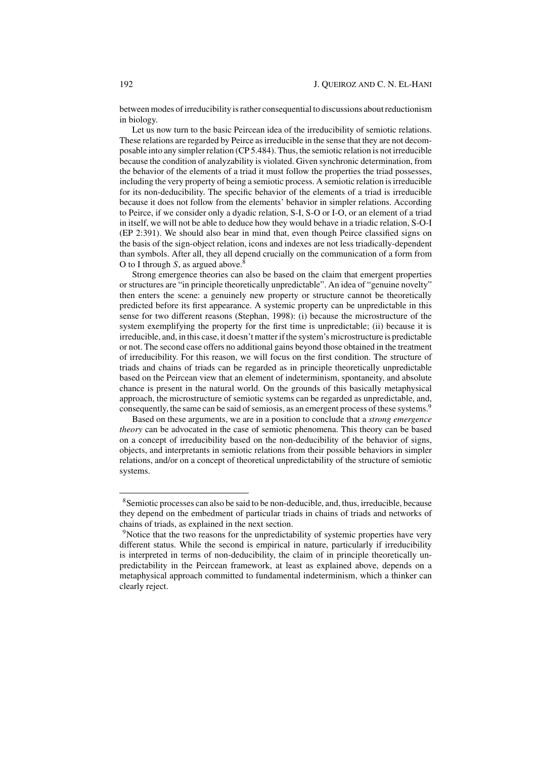between modes of irreducibility is rather consequential to discussions about reductionism in biology.

Let us now turn to the basic Peircean idea of the irreducibility of semiotic relations. These relations are regarded by Peirce as irreducible in the sense that they are not decomposable into any simpler relation (CP 5.484). Thus, the semiotic relation is not irreducible because the condition of analyzability is violated. Given synchronic determination, from the behavior of the elements of a triad it must follow the properties the triad possesses, including the very property of being a semiotic process. A semiotic relation is irreducible for its non-deducibility. The specific behavior of the elements of a triad is irreducible because it does not follow from the elements' behavior in simpler relations. According to Peirce, if we consider only a dyadic relation, S-I, S-O or I-O, or an element of a triad in itself, we will not be able to deduce how they would behave in a triadic relation, S-O-I (EP 2:391). We should also bear in mind that, even though Peirce classified signs on the basis of the sign-object relation, icons and indexes are not less triadically-dependent than symbols. After all, they all depend crucially on the communication of a form from O to I through *S*, as argued above.[8]

Strong emergence theories can also be based on the claim that emergent properties or structures are "in principle theoretically unpredictable". An idea of "genuine novelty" then enters the scene: a genuinely new property or structure cannot be theoretically predicted before its first appearance. A systemic property can be unpredictable in this sense for two different reasons (Stephan, 1998): (i) because the microstructure of the system exemplifying the property for the first time is unpredictable; (ii) because it is irreducible, and, in this case, it doesn't matter if the system's microstructure is predictable or not. The second case offers no additional gains beyond those obtained in the treatment of irreducibility. For this reason, we will focus on the first condition. The structure of triads and chains of triads can be regarded as in principle theoretically unpredictable based on the Peircean view that an element of indeterminism, spontaneity, and absolute chance is present in the natural world. On the grounds of this basically metaphysical approach, the microstructure of semiotic systems can be regarded as unpredictable, and, consequently, the same can be said of semiosis, as an emergent process of these systems.[9]

Based on these arguments, we are in a position to conclude that a *strong emergence theory* can be advocated in the case of semiotic phenomena. This theory can be based on a concept of irreducibility based on the non-deducibility of the behavior of signs, objects, and interpretants in semiotic relations from their possible behaviors in simpler relations, and/or on a concept of theoretical unpredictability of the structure of semiotic systems.

---

[8] Semiotic processes can also be said to be non-deducible, and, thus, irreducible, because they depend on the embedment of particular triads in chains of triads and networks of chains of triads, as explained in the next section.

[9] Notice that the two reasons for the unpredictability of systemic properties have very different status. While the second is empirical in nature, particularly if irreducibility is interpreted in terms of non-deducibility, the claim of in principle theoretically unpredictability in the Peircean framework, at least as explained above, depends on a metaphysical approach committed to fundamental indeterminism, which a thinker can clearly reject.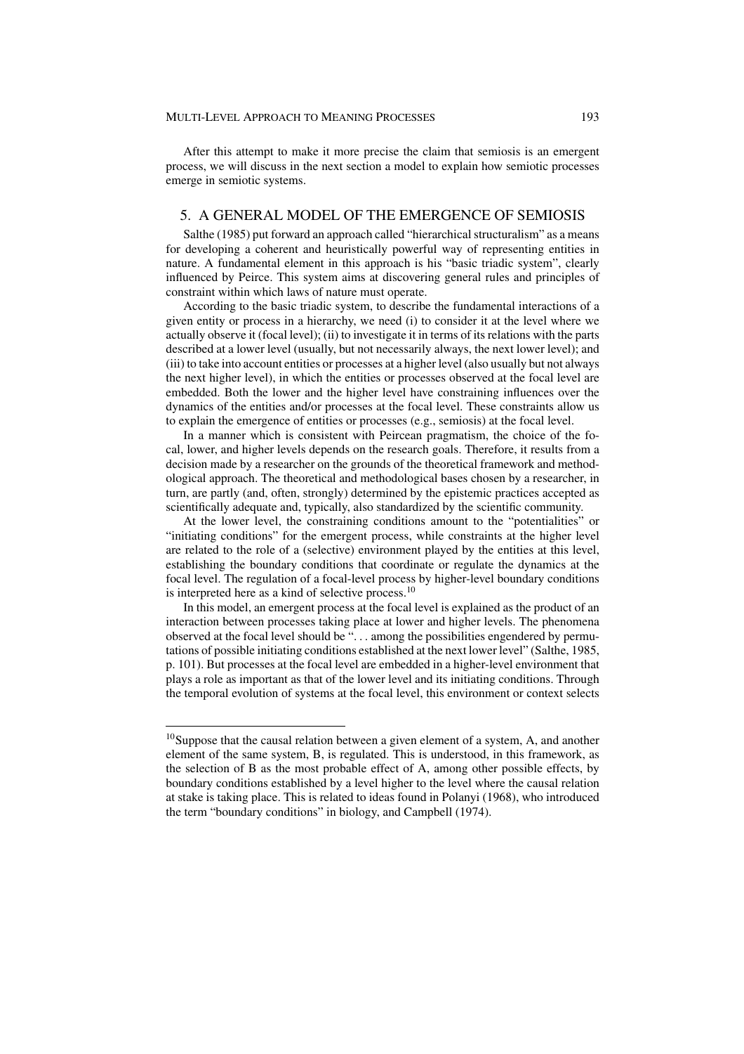After this attempt to make it more precise the claim that semiosis is an emergent process, we will discuss in the next section a model to explain how semiotic processes emerge in semiotic systems.

## 5. A GENERAL MODEL OF THE EMERGENCE OF SEMIOSIS

Salthe (1985) put forward an approach called "hierarchical structuralism" as a means for developing a coherent and heuristically powerful way of representing entities in nature. A fundamental element in this approach is his "basic triadic system", clearly influenced by Peirce. This system aims at discovering general rules and principles of constraint within which laws of nature must operate.

According to the basic triadic system, to describe the fundamental interactions of a given entity or process in a hierarchy, we need (i) to consider it at the level where we actually observe it (focal level); (ii) to investigate it in terms of its relations with the parts described at a lower level (usually, but not necessarily always, the next lower level); and (iii) to take into account entities or processes at a higher level (also usually but not always the next higher level), in which the entities or processes observed at the focal level are embedded. Both the lower and the higher level have constraining influences over the dynamics of the entities and/or processes at the focal level. These constraints allow us to explain the emergence of entities or processes (e.g., semiosis) at the focal level.

In a manner which is consistent with Peircean pragmatism, the choice of the focal, lower, and higher levels depends on the research goals. Therefore, it results from a decision made by a researcher on the grounds of the theoretical framework and methodological approach. The theoretical and methodological bases chosen by a researcher, in turn, are partly (and, often, strongly) determined by the epistemic practices accepted as scientifically adequate and, typically, also standardized by the scientific community.

At the lower level, the constraining conditions amount to the "potentialities" or "initiating conditions" for the emergent process, while constraints at the higher level are related to the role of a (selective) environment played by the entities at this level, establishing the boundary conditions that coordinate or regulate the dynamics at the focal level. The regulation of a focal-level process by higher-level boundary conditions is interpreted here as a kind of selective process.[10]

In this model, an emergent process at the focal level is explained as the product of an interaction between processes taking place at lower and higher levels. The phenomena observed at the focal level should be ". . . among the possibilities engendered by permutations of possible initiating conditions established at the next lower level" (Salthe, 1985, p. 101). But processes at the focal level are embedded in a higher-level environment that plays a role as important as that of the lower level and its initiating conditions. Through the temporal evolution of systems at the focal level, this environment or context selects

---

[10] Suppose that the causal relation between a given element of a system, A, and another element of the same system, B, is regulated. This is understood, in this framework, as the selection of B as the most probable effect of A, among other possible effects, by boundary conditions established by a level higher to the level where the causal relation at stake is taking place. This is related to ideas found in Polanyi (1968), who introduced the term "boundary conditions" in biology, and Campbell (1974).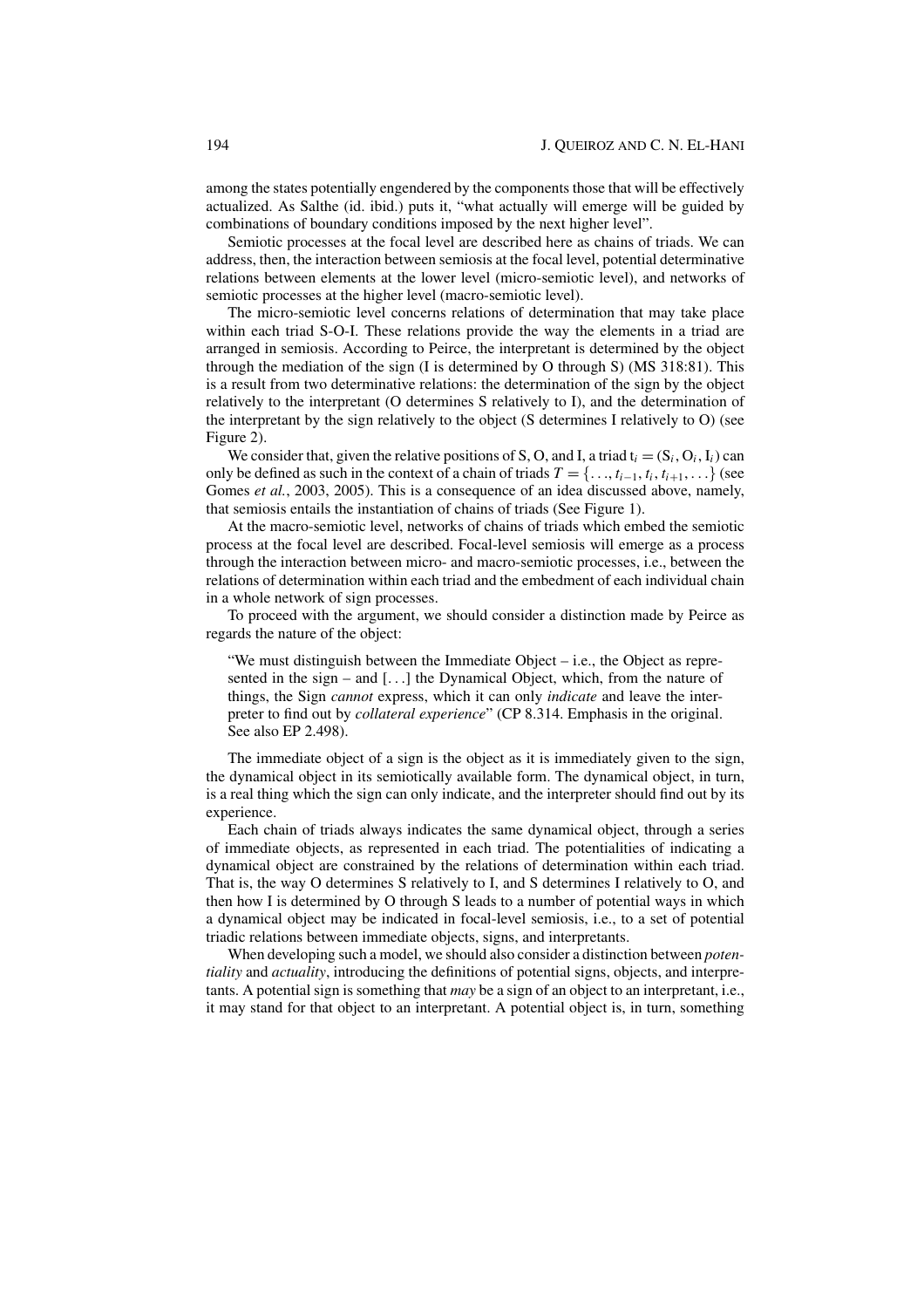among the states potentially engendered by the components those that will be effectively actualized. As Salthe (id. ibid.) puts it, "what actually will emerge will be guided by combinations of boundary conditions imposed by the next higher level".

Semiotic processes at the focal level are described here as chains of triads. We can address, then, the interaction between semiosis at the focal level, potential determinative relations between elements at the lower level (micro-semiotic level), and networks of semiotic processes at the higher level (macro-semiotic level).

The micro-semiotic level concerns relations of determination that may take place within each triad S-O-I. These relations provide the way the elements in a triad are arranged in semiosis. According to Peirce, the interpretant is determined by the object through the mediation of the sign (I is determined by O through S) (MS 318:81). This is a result from two determinative relations: the determination of the sign by the object relatively to the interpretant (O determines S relatively to I), and the determination of the interpretant by the sign relatively to the object (S determines I relatively to O) (see Figure 2).

We consider that, given the relative positions of S, O, and I, a triad $t_i = (S_i, O_i, I_i)$ can only be defined as such in the context of a chain of triads $T = \{\ldots, t_{i-1}, t_i, t_{i+1}, \ldots\}$ (see Gomes *et al.*, 2003, 2005). This is a consequence of an idea discussed above, namely, that semiosis entails the instantiation of chains of triads (See Figure 1).

At the macro-semiotic level, networks of chains of triads which embed the semiotic process at the focal level are described. Focal-level semiosis will emerge as a process through the interaction between micro- and macro-semiotic processes, i.e., between the relations of determination within each triad and the embedment of each individual chain in a whole network of sign processes.

To proceed with the argument, we should consider a distinction made by Peirce as regards the nature of the object:

> "We must distinguish between the Immediate Object – i.e., the Object as represented in the sign – and [...] the Dynamical Object, which, from the nature of things, the Sign *cannot* express, which it can only *indicate* and leave the interpreter to find out by *collateral experience*" (CP 8.314. Emphasis in the original. See also EP 2.498).

The immediate object of a sign is the object as it is immediately given to the sign, the dynamical object in its semiotically available form. The dynamical object, in turn, is a real thing which the sign can only indicate, and the interpreter should find out by its experience.

Each chain of triads always indicates the same dynamical object, through a series of immediate objects, as represented in each triad. The potentialities of indicating a dynamical object are constrained by the relations of determination within each triad. That is, the way O determines S relatively to I, and S determines I relatively to O, and then how I is determined by O through S leads to a number of potential ways in which a dynamical object may be indicated in focal-level semiosis, i.e., to a set of potential triadic relations between immediate objects, signs, and interpretants.

When developing such a model, we should also consider a distinction between *potentiality* and *actuality*, introducing the definitions of potential signs, objects, and interpretants. A potential sign is something that *may* be a sign of an object to an interpretant, i.e., it may stand for that object to an interpretant. A potential object is, in turn, something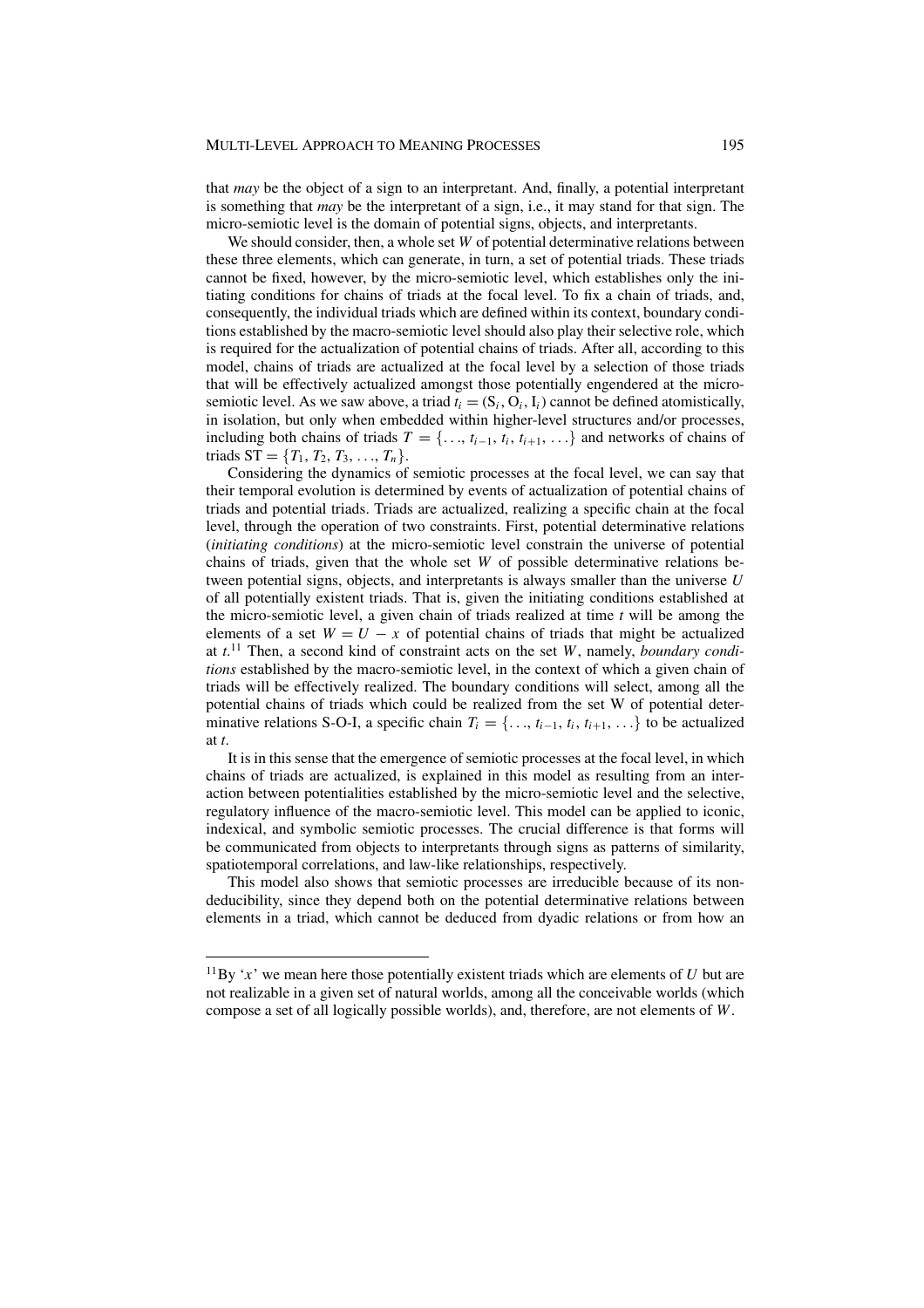that *may* be the object of a sign to an interpretant. And, finally, a potential interpretant is something that *may* be the interpretant of a sign, i.e., it may stand for that sign. The micro-semiotic level is the domain of potential signs, objects, and interpretants.

We should consider, then, a whole set $W$ of potential determinative relations between these three elements, which can generate, in turn, a set of potential triads. These triads cannot be fixed, however, by the micro-semiotic level, which establishes only the initiating conditions for chains of triads at the focal level. To fix a chain of triads, and, consequently, the individual triads which are defined within its context, boundary conditions established by the macro-semiotic level should also play their selective role, which is required for the actualization of potential chains of triads. After all, according to this model, chains of triads are actualized at the focal level by a selection of those triads that will be effectively actualized amongst those potentially engendered at the micro-semiotic level. As we saw above, a triad $t_i = (S_i, O_i, I_i)$ cannot be defined atomistically, in isolation, but only when embedded within higher-level structures and/or processes, including both chains of triads $T = \{\ldots, t_{i-1}, t_i, t_{i+1}, \ldots\}$ and networks of chains of triads $ST = \{T_1, T_2, T_3, \ldots, T_n\}$.

Considering the dynamics of semiotic processes at the focal level, we can say that their temporal evolution is determined by events of actualization of potential chains of triads and potential triads. Triads are actualized, realizing a specific chain at the focal level, through the operation of two constraints. First, potential determinative relations (*initiating conditions*) at the micro-semiotic level constrain the universe of potential chains of triads, given that the whole set $W$ of possible determinative relations between potential signs, objects, and interpretants is always smaller than the universe $U$ of all potentially existent triads. That is, given the initiating conditions established at the micro-semiotic level, a given chain of triads realized at time $t$ will be among the elements of a set $W = U - x$ of potential chains of triads that might be actualized at $t$.[11] Then, a second kind of constraint acts on the set $W$, namely, *boundary conditions* established by the macro-semiotic level, in the context of which a given chain of triads will be effectively realized. The boundary conditions will select, among all the potential chains of triads which could be realized from the set W of potential determinative relations S-O-I, a specific chain $T_i = \{\ldots, t_{i-1}, t_i, t_{i+1}, \ldots\}$ to be actualized at $t$.

It is in this sense that the emergence of semiotic processes at the focal level, in which chains of triads are actualized, is explained in this model as resulting from an interaction between potentialities established by the micro-semiotic level and the selective, regulatory influence of the macro-semiotic level. This model can be applied to iconic, indexical, and symbolic semiotic processes. The crucial difference is that forms will be communicated from objects to interpretants through signs as patterns of similarity, spatiotemporal correlations, and law-like relationships, respectively.

This model also shows that semiotic processes are irreducible because of its non-deducibility, since they depend both on the potential determinative relations between elements in a triad, which cannot be deduced from dyadic relations or from how an

---

[11] By '$x$' we mean here those potentially existent triads which are elements of $U$ but are not realizable in a given set of natural worlds, among all the conceivable worlds (which compose a set of all logically possible worlds), and, therefore, are not elements of $W$.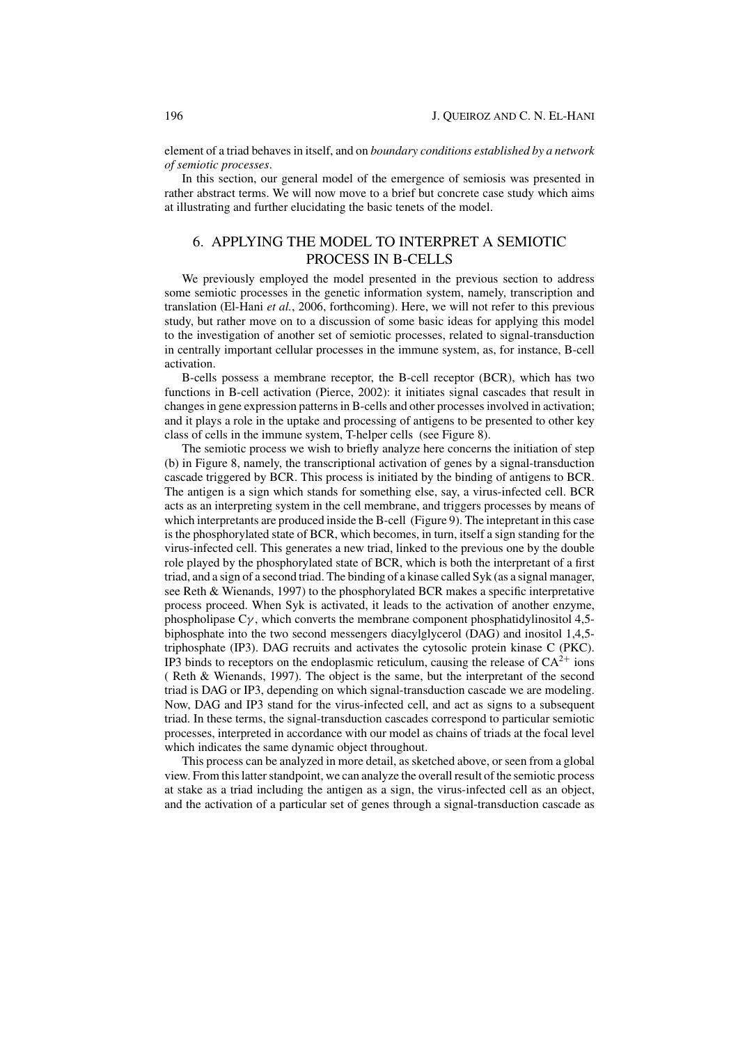element of a triad behaves in itself, and on *boundary conditions established by a network of semiotic processes*.

In this section, our general model of the emergence of semiosis was presented in rather abstract terms. We will now move to a brief but concrete case study which aims at illustrating and further elucidating the basic tenets of the model.

## 6. APPLYING THE MODEL TO INTERPRET A SEMIOTIC PROCESS IN B-CELLS

We previously employed the model presented in the previous section to address some semiotic processes in the genetic information system, namely, transcription and translation (El-Hani *et al.*, 2006, forthcoming). Here, we will not refer to this previous study, but rather move on to a discussion of some basic ideas for applying this model to the investigation of another set of semiotic processes, related to signal-transduction in centrally important cellular processes in the immune system, as, for instance, B-cell activation.

B-cells possess a membrane receptor, the B-cell receptor (BCR), which has two functions in B-cell activation (Pierce, 2002): it initiates signal cascades that result in changes in gene expression patterns in B-cells and other processes involved in activation; and it plays a role in the uptake and processing of antigens to be presented to other key class of cells in the immune system, T-helper cells (see Figure 8).

The semiotic process we wish to briefly analyze here concerns the initiation of step (b) in Figure 8, namely, the transcriptional activation of genes by a signal-transduction cascade triggered by BCR. This process is initiated by the binding of antigens to BCR. The antigen is a sign which stands for something else, say, a virus-infected cell. BCR acts as an interpreting system in the cell membrane, and triggers processes by means of which interpretants are produced inside the B-cell (Figure 9). The intepretant in this case is the phosphorylated state of BCR, which becomes, in turn, itself a sign standing for the virus-infected cell. This generates a new triad, linked to the previous one by the double role played by the phosphorylated state of BCR, which is both the interpretant of a first triad, and a sign of a second triad. The binding of a kinase called Syk (as a signal manager, see Reth & Wienands, 1997) to the phosphorylated BCR makes a specific interpretative process proceed. When Syk is activated, it leads to the activation of another enzyme, phospholipase C$\gamma$, which converts the membrane component phosphatidylinositol 4,5-biphosphate into the two second messengers diacylglycerol (DAG) and inositol 1,4,5-triphosphate (IP3). DAG recruits and activates the cytosolic protein kinase C (PKC). IP3 binds to receptors on the endoplasmic reticulum, causing the release of $CA^{2+}$ ions ( Reth & Wienands, 1997). The object is the same, but the interpretant of the second triad is DAG or IP3, depending on which signal-transduction cascade we are modeling. Now, DAG and IP3 stand for the virus-infected cell, and act as signs to a subsequent triad. In these terms, the signal-transduction cascades correspond to particular semiotic processes, interpreted in accordance with our model as chains of triads at the focal level which indicates the same dynamic object throughout.

This process can be analyzed in more detail, as sketched above, or seen from a global view. From this latter standpoint, we can analyze the overall result of the semiotic process at stake as a triad including the antigen as a sign, the virus-infected cell as an object, and the activation of a particular set of genes through a signal-transduction cascade as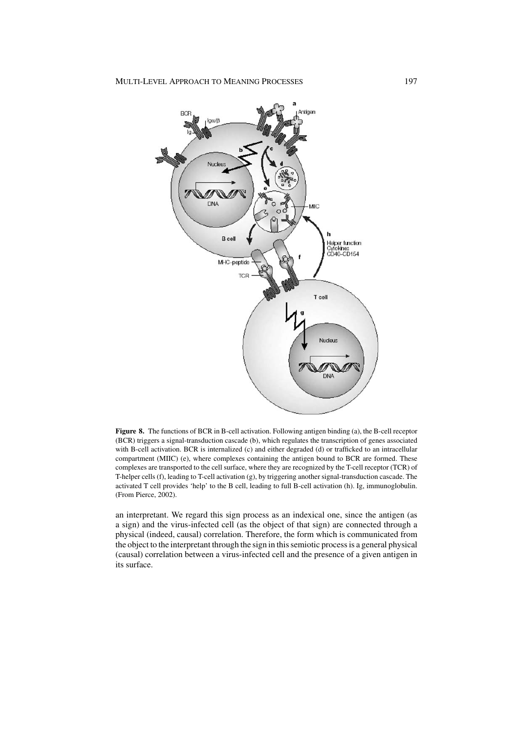**Figure 8.** The functions of BCR in B-cell activation. Following antigen binding (a), the B-cell receptor (BCR) triggers a signal-transduction cascade (b), which regulates the transcription of genes associated with B-cell activation. BCR is internalized (c) and either degraded (d) or trafficked to an intracellular compartment (MIIC) (e), where complexes containing the antigen bound to BCR are formed. These complexes are transported to the cell surface, where they are recognized by the T-cell receptor (TCR) of T-helper cells (f), leading to T-cell activation (g), by triggering another signal-transduction cascade. The activated T cell provides 'help' to the B cell, leading to full B-cell activation (h). Ig, immunoglobulin. (From Pierce, 2002).

an interpretant. We regard this sign process as an indexical one, since the antigen (as a sign) and the virus-infected cell (as the object of that sign) are connected through a physical (indeed, causal) correlation. Therefore, the form which is communicated from the object to the interpretant through the sign in this semiotic process is a general physical (causal) correlation between a virus-infected cell and the presence of a given antigen in its surface.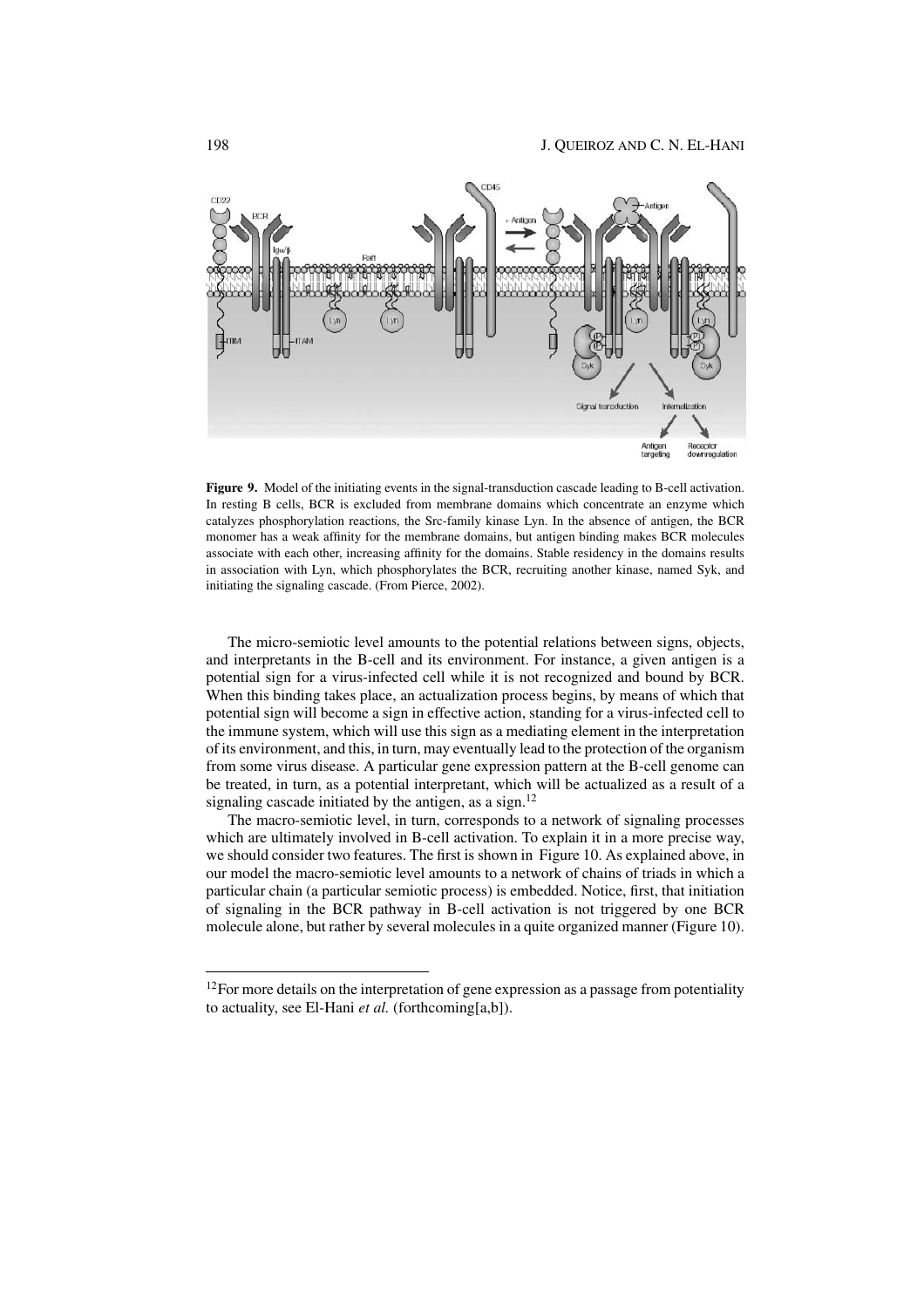CD22

BCR

Igα/β

Raft

CD45

+ Antigen

Antigen

Lyn

Lyn

Lyn

Lyn

ITIM

ITAM

Syk

Syk

Signal transduction

Internalization

Antigen targeting

Receptor downregulation

**Figure 9.** Model of the initiating events in the signal-transduction cascade leading to B-cell activation. In resting B cells, BCR is excluded from membrane domains which concentrate an enzyme which catalyzes phosphorylation reactions, the Src-family kinase Lyn. In the absence of antigen, the BCR monomer has a weak affinity for the membrane domains, but antigen binding makes BCR molecules associate with each other, increasing affinity for the domains. Stable residency in the domains results in association with Lyn, which phosphorylates the BCR, recruiting another kinase, named Syk, and initiating the signaling cascade. (From Pierce, 2002).

The micro-semiotic level amounts to the potential relations between signs, objects, and interpretants in the B-cell and its environment. For instance, a given antigen is a potential sign for a virus-infected cell while it is not recognized and bound by BCR. When this binding takes place, an actualization process begins, by means of which that potential sign will become a sign in effective action, standing for a virus-infected cell to the immune system, which will use this sign as a mediating element in the interpretation of its environment, and this, in turn, may eventually lead to the protection of the organism from some virus disease. A particular gene expression pattern at the B-cell genome can be treated, in turn, as a potential interpretant, which will be actualized as a result of a signaling cascade initiated by the antigen, as a sign.[12]

The macro-semiotic level, in turn, corresponds to a network of signaling processes which are ultimately involved in B-cell activation. To explain it in a more precise way, we should consider two features. The first is shown in Figure 10. As explained above, in our model the macro-semiotic level amounts to a network of chains of triads in which a particular chain (a particular semiotic process) is embedded. Notice, first, that initiation of signaling in the BCR pathway in B-cell activation is not triggered by one BCR molecule alone, but rather by several molecules in a quite organized manner (Figure 10).

[12]For more details on the interpretation of gene expression as a passage from potentiality to actuality, see El-Hani *et al.* (forthcoming[a,b]).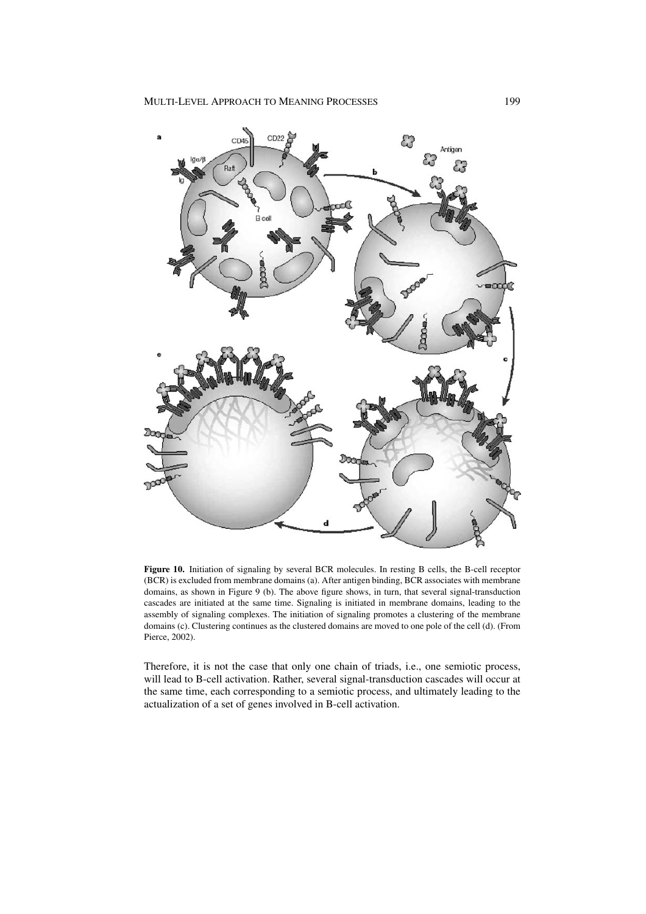**Figure 10.** Initiation of signaling by several BCR molecules. In resting B cells, the B-cell receptor (BCR) is excluded from membrane domains (a). After antigen binding, BCR associates with membrane domains, as shown in Figure 9 (b). The above figure shows, in turn, that several signal-transduction cascades are initiated at the same time. Signaling is initiated in membrane domains, leading to the assembly of signaling complexes. The initiation of signaling promotes a clustering of the membrane domains (c). Clustering continues as the clustered domains are moved to one pole of the cell (d). (From Pierce, 2002).

Therefore, it is not the case that only one chain of triads, i.e., one semiotic process, will lead to B-cell activation. Rather, several signal-transduction cascades will occur at the same time, each corresponding to a semiotic process, and ultimately leading to the actualization of a set of genes involved in B-cell activation.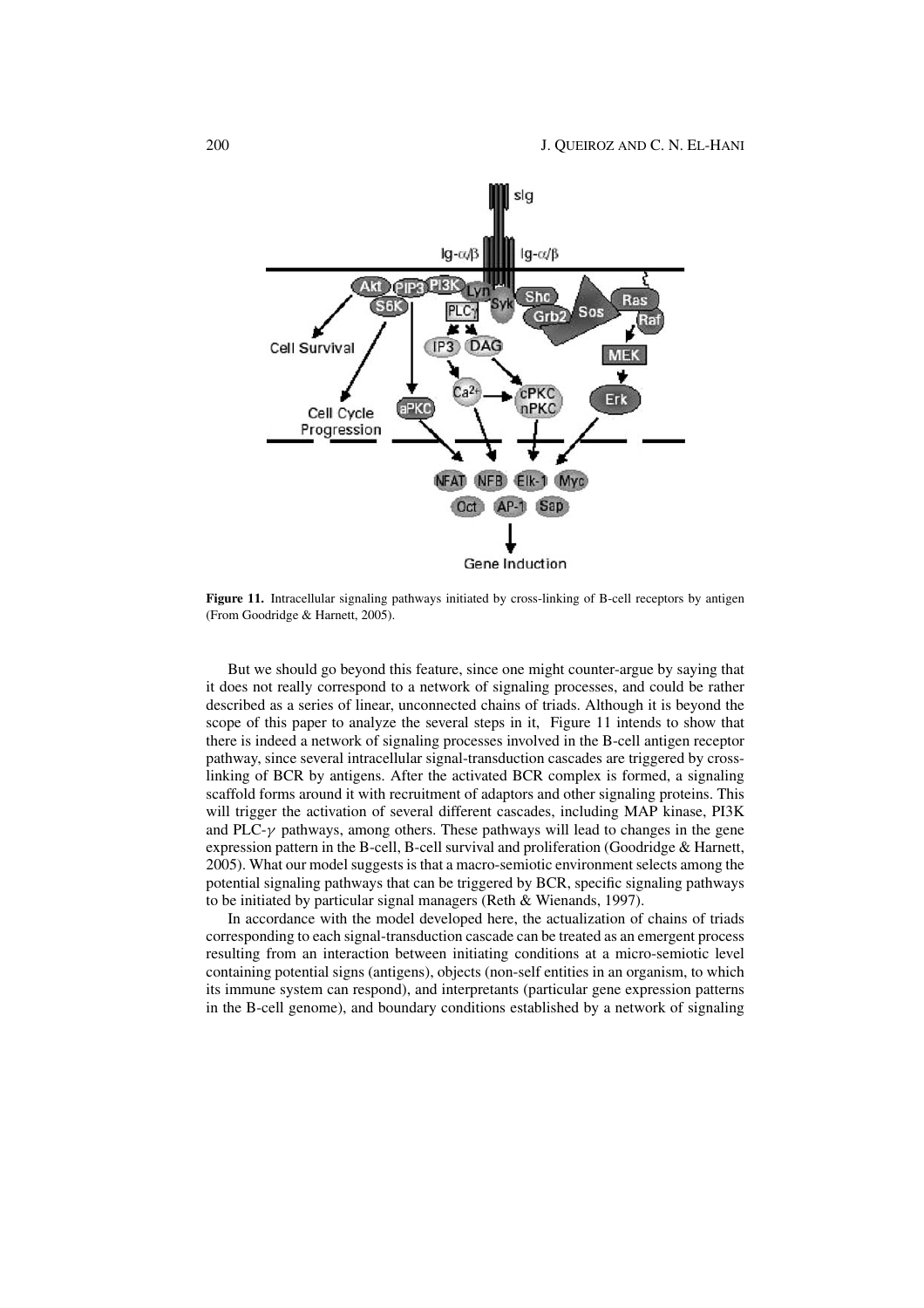**Figure 11.** Intracellular signaling pathways initiated by cross-linking of B-cell receptors by antigen (From Goodridge & Harnett, 2005).

But we should go beyond this feature, since one might counter-argue by saying that it does not really correspond to a network of signaling processes, and could be rather described as a series of linear, unconnected chains of triads. Although it is beyond the scope of this paper to analyze the several steps in it, Figure 11 intends to show that there is indeed a network of signaling processes involved in the B-cell antigen receptor pathway, since several intracellular signal-transduction cascades are triggered by cross-linking of BCR by antigens. After the activated BCR complex is formed, a signaling scaffold forms around it with recruitment of adaptors and other signaling proteins. This will trigger the activation of several different cascades, including MAP kinase, PI3K and PLC-$\gamma$ pathways, among others. These pathways will lead to changes in the gene expression pattern in the B-cell, B-cell survival and proliferation (Goodridge & Harnett, 2005). What our model suggests is that a macro-semiotic environment selects among the potential signaling pathways that can be triggered by BCR, specific signaling pathways to be initiated by particular signal managers (Reth & Wienands, 1997).

In accordance with the model developed here, the actualization of chains of triads corresponding to each signal-transduction cascade can be treated as an emergent process resulting from an interaction between initiating conditions at a micro-semiotic level containing potential signs (antigens), objects (non-self entities in an organism, to which its immune system can respond), and interpretants (particular gene expression patterns in the B-cell genome), and boundary conditions established by a network of signaling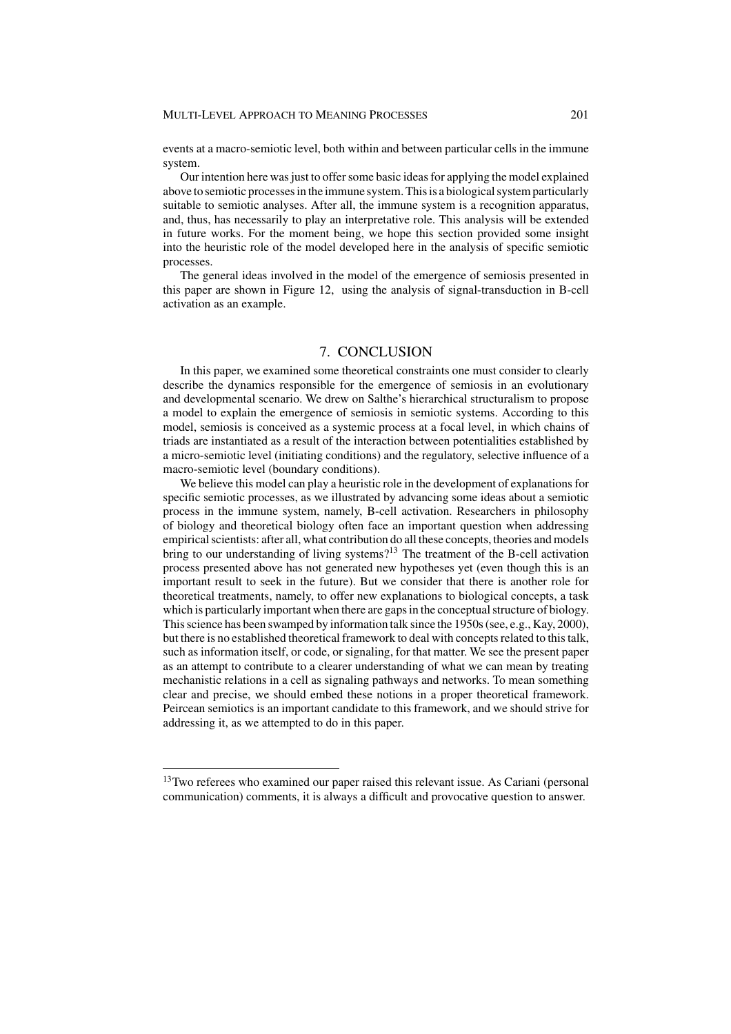events at a macro-semiotic level, both within and between particular cells in the immune system.

Our intention here was just to offer some basic ideas for applying the model explained above to semiotic processes in the immune system. This is a biological system particularly suitable to semiotic analyses. After all, the immune system is a recognition apparatus, and, thus, has necessarily to play an interpretative role. This analysis will be extended in future works. For the moment being, we hope this section provided some insight into the heuristic role of the model developed here in the analysis of specific semiotic processes.

The general ideas involved in the model of the emergence of semiosis presented in this paper are shown in Figure 12, using the analysis of signal-transduction in B-cell activation as an example.

## 7. CONCLUSION

In this paper, we examined some theoretical constraints one must consider to clearly describe the dynamics responsible for the emergence of semiosis in an evolutionary and developmental scenario. We drew on Salthe's hierarchical structuralism to propose a model to explain the emergence of semiosis in semiotic systems. According to this model, semiosis is conceived as a systemic process at a focal level, in which chains of triads are instantiated as a result of the interaction between potentialities established by a micro-semiotic level (initiating conditions) and the regulatory, selective influence of a macro-semiotic level (boundary conditions).

We believe this model can play a heuristic role in the development of explanations for specific semiotic processes, as we illustrated by advancing some ideas about a semiotic process in the immune system, namely, B-cell activation. Researchers in philosophy of biology and theoretical biology often face an important question when addressing empirical scientists: after all, what contribution do all these concepts, theories and models bring to our understanding of living systems?[13] The treatment of the B-cell activation process presented above has not generated new hypotheses yet (even though this is an important result to seek in the future). But we consider that there is another role for theoretical treatments, namely, to offer new explanations to biological concepts, a task which is particularly important when there are gaps in the conceptual structure of biology. This science has been swamped by information talk since the 1950s (see, e.g., Kay, 2000), but there is no established theoretical framework to deal with concepts related to this talk, such as information itself, or code, or signaling, for that matter. We see the present paper as an attempt to contribute to a clearer understanding of what we can mean by treating mechanistic relations in a cell as signaling pathways and networks. To mean something clear and precise, we should embed these notions in a proper theoretical framework. Peircean semiotics is an important candidate to this framework, and we should strive for addressing it, as we attempted to do in this paper.

---

[13]Two referees who examined our paper raised this relevant issue. As Cariani (personal communication) comments, it is always a difficult and provocative question to answer.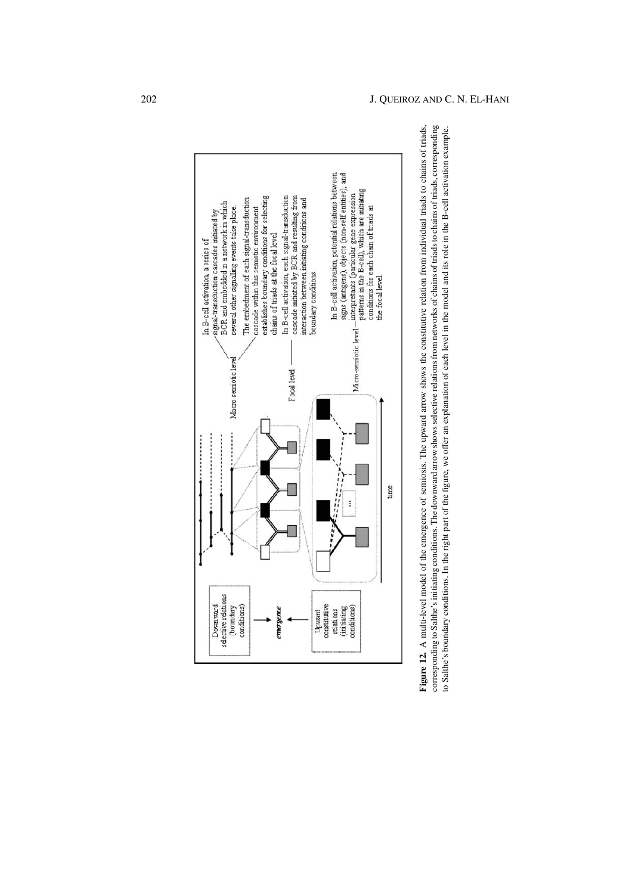Downward selective relations (boundary conditions)

*emergence*

Upward constitutive relations (initiating conditions)

time

Macro-semiotic level — In B-cell activation, a series of signal-transduction cascades initiated by BCR and embedded in a network in which several other signaling events take place. The embedment of each signal-transduction cascade within this semiotic environment establishes boundary conditions for selecting chains of triads at the focal level.

Focal level — In B-cell activation, each signal-transduction cascade initiated by BCR and resulting from interaction between initiating conditions and boundary conditions.

Micro-semiotic level — In B-cell activation, potential relations between signs (antigens), objects (non-self entities), and interpretants (particular gene expression patterns in the B-cell), which are initiating conditions for each chain of triads at the focal level.

**Figure 12.** A multi-level model of the emergence of semiosis. The upward arrow shows the constitutive relation from individual triads to chains of triads, corresponding to Salthe's initiating conditions. The downward arrow shows selective relations from networks of chains of triads to chains of triads, corresponding to Salthe's boundary conditions. In the right part of the figure, we offer an explanation of each level in the model and its role in the B-cell activation example.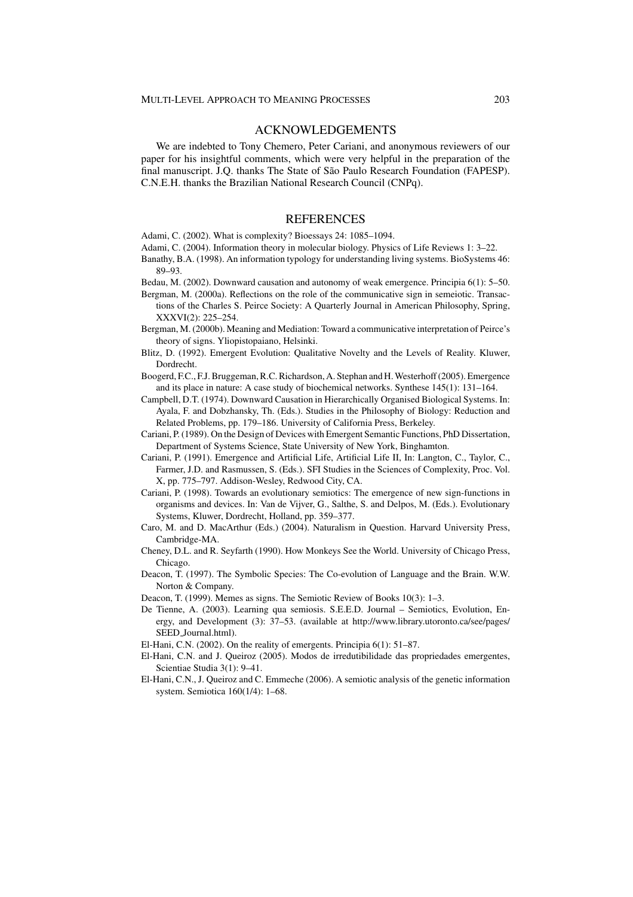## ACKNOWLEDGEMENTS

We are indebted to Tony Chemero, Peter Cariani, and anonymous reviewers of our paper for his insightful comments, which were very helpful in the preparation of the final manuscript. J.Q. thanks The State of São Paulo Research Foundation (FAPESP). C.N.E.H. thanks the Brazilian National Research Council (CNPq).

## REFERENCES

Adami, C. (2002). What is complexity? Bioessays 24: 1085–1094.

Adami, C. (2004). Information theory in molecular biology. Physics of Life Reviews 1: 3–22.

Banathy, B.A. (1998). An information typology for understanding living systems. BioSystems 46: 89–93.

Bedau, M. (2002). Downward causation and autonomy of weak emergence. Principia 6(1): 5–50.

Bergman, M. (2000a). Reflections on the role of the communicative sign in semeiotic. Transactions of the Charles S. Peirce Society: A Quarterly Journal in American Philosophy, Spring, XXXVI(2): 225–254.

Bergman, M. (2000b). Meaning and Mediation: Toward a communicative interpretation of Peirce's theory of signs. Yliopistopaiano, Helsinki.

Blitz, D. (1992). Emergent Evolution: Qualitative Novelty and the Levels of Reality. Kluwer, Dordrecht.

Boogerd, F.C., F.J. Bruggeman, R.C. Richardson, A. Stephan and H. Westerhoff (2005). Emergence and its place in nature: A case study of biochemical networks. Synthese 145(1): 131–164.

Campbell, D.T. (1974). Downward Causation in Hierarchically Organised Biological Systems. In: Ayala, F. and Dobzhansky, Th. (Eds.). Studies in the Philosophy of Biology: Reduction and Related Problems, pp. 179–186. University of California Press, Berkeley.

Cariani, P. (1989). On the Design of Devices with Emergent Semantic Functions, PhD Dissertation, Department of Systems Science, State University of New York, Binghamton.

Cariani, P. (1991). Emergence and Artificial Life, Artificial Life II, In: Langton, C., Taylor, C., Farmer, J.D. and Rasmussen, S. (Eds.). SFI Studies in the Sciences of Complexity, Proc. Vol. X, pp. 775–797. Addison-Wesley, Redwood City, CA.

Cariani, P. (1998). Towards an evolutionary semiotics: The emergence of new sign-functions in organisms and devices. In: Van de Vijver, G., Salthe, S. and Delpos, M. (Eds.). Evolutionary Systems, Kluwer, Dordrecht, Holland, pp. 359–377.

Caro, M. and D. MacArthur (Eds.) (2004). Naturalism in Question. Harvard University Press, Cambridge-MA.

Cheney, D.L. and R. Seyfarth (1990). How Monkeys See the World. University of Chicago Press, Chicago.

Deacon, T. (1997). The Symbolic Species: The Co-evolution of Language and the Brain. W.W. Norton & Company.

Deacon, T. (1999). Memes as signs. The Semiotic Review of Books 10(3): 1–3.

De Tienne, A. (2003). Learning qua semiosis. S.E.E.D. Journal – Semiotics, Evolution, Energy, and Development (3): 37–53. (available at http://www.library.utoronto.ca/see/pages/SEED_Journal.html).

El-Hani, C.N. (2002). On the reality of emergents. Principia 6(1): 51–87.

El-Hani, C.N. and J. Queiroz (2005). Modos de irredutibilidade das propriedades emergentes, Scientiae Studia 3(1): 9–41.

El-Hani, C.N., J. Queiroz and C. Emmeche (2006). A semiotic analysis of the genetic information system. Semiotica 160(1/4): 1–68.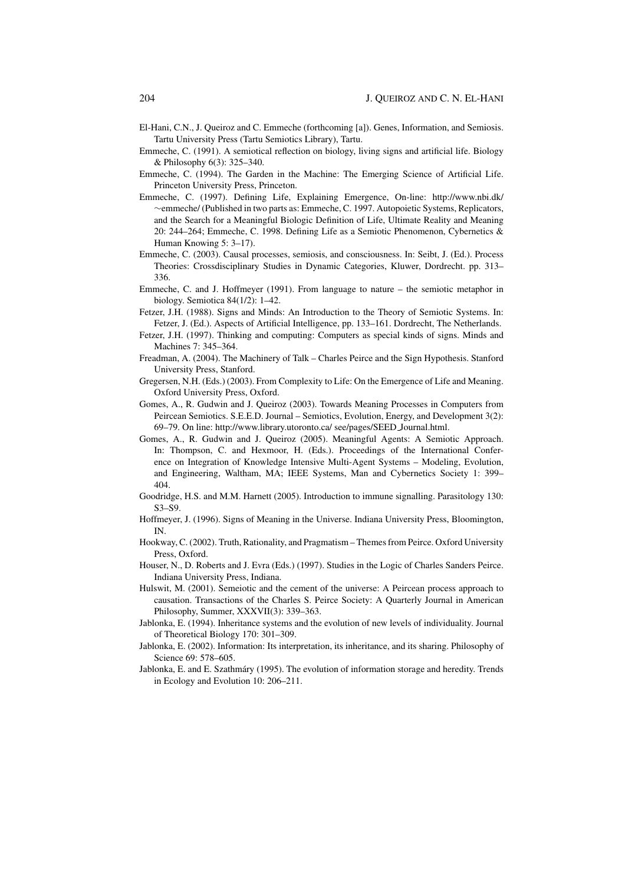El-Hani, C.N., J. Queiroz and C. Emmeche (forthcoming [a]). Genes, Information, and Semiosis. Tartu University Press (Tartu Semiotics Library), Tartu.

Emmeche, C. (1991). A semiotical reflection on biology, living signs and artificial life. Biology & Philosophy 6(3): 325–340.

Emmeche, C. (1994). The Garden in the Machine: The Emerging Science of Artificial Life. Princeton University Press, Princeton.

Emmeche, C. (1997). Defining Life, Explaining Emergence, On-line: http://www.nbi.dk/~emmeche/ (Published in two parts as: Emmeche, C. 1997. Autopoietic Systems, Replicators, and the Search for a Meaningful Biologic Definition of Life, Ultimate Reality and Meaning 20: 244–264; Emmeche, C. 1998. Defining Life as a Semiotic Phenomenon, Cybernetics & Human Knowing 5: 3–17).

Emmeche, C. (2003). Causal processes, semiosis, and consciousness. In: Seibt, J. (Ed.). Process Theories: Crossdisciplinary Studies in Dynamic Categories, Kluwer, Dordrecht. pp. 313–336.

Emmeche, C. and J. Hoffmeyer (1991). From language to nature – the semiotic metaphor in biology. Semiotica 84(1/2): 1–42.

Fetzer, J.H. (1988). Signs and Minds: An Introduction to the Theory of Semiotic Systems. In: Fetzer, J. (Ed.). Aspects of Artificial Intelligence, pp. 133–161. Dordrecht, The Netherlands.

Fetzer, J.H. (1997). Thinking and computing: Computers as special kinds of signs. Minds and Machines 7: 345–364.

Freadman, A. (2004). The Machinery of Talk – Charles Peirce and the Sign Hypothesis. Stanford University Press, Stanford.

Gregersen, N.H. (Eds.) (2003). From Complexity to Life: On the Emergence of Life and Meaning. Oxford University Press, Oxford.

Gomes, A., R. Gudwin and J. Queiroz (2003). Towards Meaning Processes in Computers from Peircean Semiotics. S.E.E.D. Journal – Semiotics, Evolution, Energy, and Development 3(2): 69–79. On line: http://www.library.utoronto.ca/ see/pages/SEED_Journal.html.

Gomes, A., R. Gudwin and J. Queiroz (2005). Meaningful Agents: A Semiotic Approach. In: Thompson, C. and Hexmoor, H. (Eds.). Proceedings of the International Conference on Integration of Knowledge Intensive Multi-Agent Systems – Modeling, Evolution, and Engineering, Waltham, MA; IEEE Systems, Man and Cybernetics Society 1: 399–404.

Goodridge, H.S. and M.M. Harnett (2005). Introduction to immune signalling. Parasitology 130: S3–S9.

Hoffmeyer, J. (1996). Signs of Meaning in the Universe. Indiana University Press, Bloomington, IN.

Hookway, C. (2002). Truth, Rationality, and Pragmatism – Themes from Peirce. Oxford University Press, Oxford.

Houser, N., D. Roberts and J. Evra (Eds.) (1997). Studies in the Logic of Charles Sanders Peirce. Indiana University Press, Indiana.

Hulswit, M. (2001). Semeiotic and the cement of the universe: A Peircean process approach to causation. Transactions of the Charles S. Peirce Society: A Quarterly Journal in American Philosophy, Summer, XXXVII(3): 339–363.

Jablonka, E. (1994). Inheritance systems and the evolution of new levels of individuality. Journal of Theoretical Biology 170: 301–309.

Jablonka, E. (2002). Information: Its interpretation, its inheritance, and its sharing. Philosophy of Science 69: 578–605.

Jablonka, E. and E. Szathmáry (1995). The evolution of information storage and heredity. Trends in Ecology and Evolution 10: 206–211.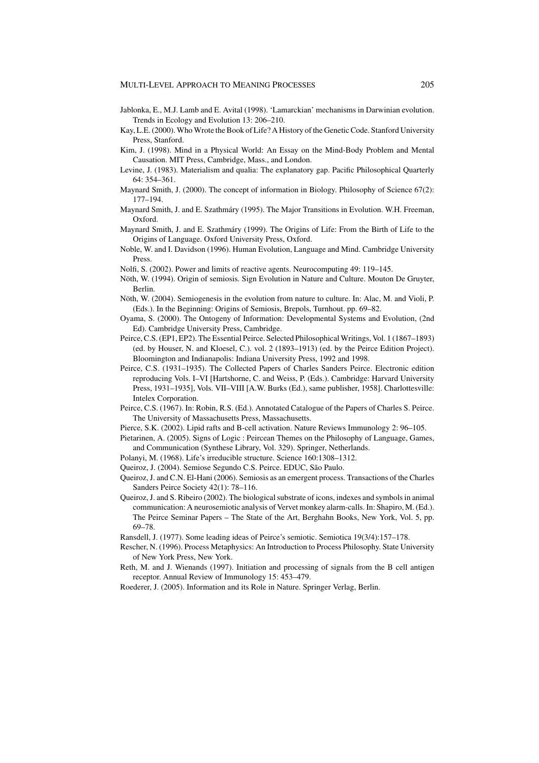Jablonka, E., M.J. Lamb and E. Avital (1998). 'Lamarckian' mechanisms in Darwinian evolution. Trends in Ecology and Evolution 13: 206–210.

Kay, L.E. (2000). Who Wrote the Book of Life? A History of the Genetic Code. Stanford University Press, Stanford.

Kim, J. (1998). Mind in a Physical World: An Essay on the Mind-Body Problem and Mental Causation. MIT Press, Cambridge, Mass., and London.

Levine, J. (1983). Materialism and qualia: The explanatory gap. Pacific Philosophical Quarterly 64: 354–361.

Maynard Smith, J. (2000). The concept of information in Biology. Philosophy of Science 67(2): 177–194.

Maynard Smith, J. and E. Szathmáry (1995). The Major Transitions in Evolution. W.H. Freeman, Oxford.

Maynard Smith, J. and E. Szathmáry (1999). The Origins of Life: From the Birth of Life to the Origins of Language. Oxford University Press, Oxford.

Noble, W. and I. Davidson (1996). Human Evolution, Language and Mind. Cambridge University Press.

Nolfi, S. (2002). Power and limits of reactive agents. Neurocomputing 49: 119–145.

Nöth, W. (1994). Origin of semiosis. Sign Evolution in Nature and Culture. Mouton De Gruyter, Berlin.

Nöth, W. (2004). Semiogenesis in the evolution from nature to culture. In: Alac, M. and Violi, P. (Eds.). In the Beginning: Origins of Semiosis, Brepols, Turnhout. pp. 69–82.

Oyama, S. (2000). The Ontogeny of Information: Developmental Systems and Evolution, (2nd Ed). Cambridge University Press, Cambridge.

Peirce, C.S. (EP1, EP2). The Essential Peirce. Selected Philosophical Writings, Vol. 1 (1867–1893) (ed. by Houser, N. and Kloesel, C.). vol. 2 (1893–1913) (ed. by the Peirce Edition Project). Bloomington and Indianapolis: Indiana University Press, 1992 and 1998.

Peirce, C.S. (1931–1935). The Collected Papers of Charles Sanders Peirce. Electronic edition reproducing Vols. I–VI [Hartshorne, C. and Weiss, P. (Eds.). Cambridge: Harvard University Press, 1931–1935], Vols. VII–VIII [A.W. Burks (Ed.), same publisher, 1958]. Charlottesville: Intelex Corporation.

Peirce, C.S. (1967). In: Robin, R.S. (Ed.). Annotated Catalogue of the Papers of Charles S. Peirce. The University of Massachusetts Press, Massachusetts.

Pierce, S.K. (2002). Lipid rafts and B-cell activation. Nature Reviews Immunology 2: 96–105.

Pietarinen, A. (2005). Signs of Logic : Peircean Themes on the Philosophy of Language, Games, and Communication (Synthese Library, Vol. 329). Springer, Netherlands.

Polanyi, M. (1968). Life's irreducible structure. Science 160:1308–1312.

Queiroz, J. (2004). Semiose Segundo C.S. Peirce. EDUC, São Paulo.

Queiroz, J. and C.N. El-Hani (2006). Semiosis as an emergent process. Transactions of the Charles Sanders Peirce Society 42(1): 78–116.

Queiroz, J. and S. Ribeiro (2002). The biological substrate of icons, indexes and symbols in animal communication: A neurosemiotic analysis of Vervet monkey alarm-calls. In: Shapiro, M. (Ed.). The Peirce Seminar Papers – The State of the Art, Berghahn Books, New York, Vol. 5, pp. 69–78.

Ransdell, J. (1977). Some leading ideas of Peirce's semiotic. Semiotica 19(3/4):157–178.

Rescher, N. (1996). Process Metaphysics: An Introduction to Process Philosophy. State University of New York Press, New York.

Reth, M. and J. Wienands (1997). Initiation and processing of signals from the B cell antigen receptor. Annual Review of Immunology 15: 453–479.

Roederer, J. (2005). Information and its Role in Nature. Springer Verlag, Berlin.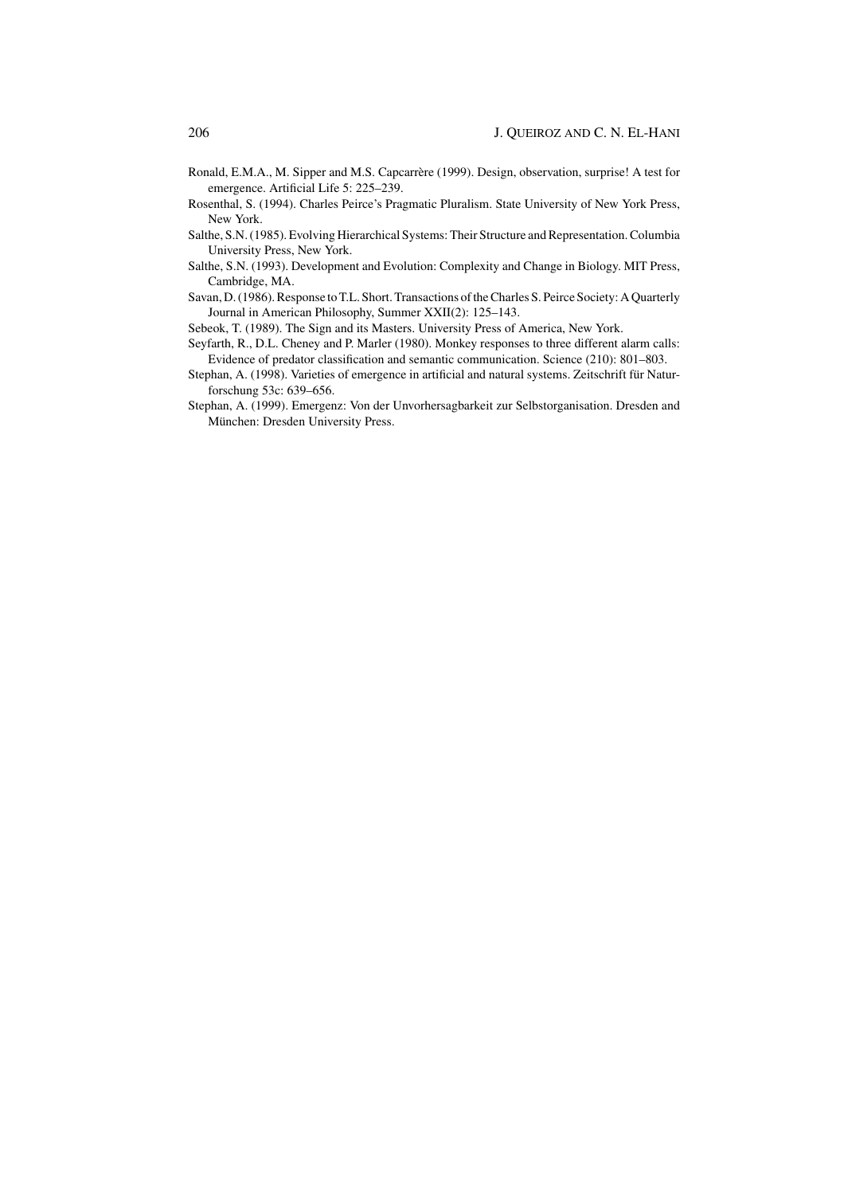Ronald, E.M.A., M. Sipper and M.S. Capcarrère (1999). Design, observation, surprise! A test for emergence. Artificial Life 5: 225–239.

Rosenthal, S. (1994). Charles Peirce's Pragmatic Pluralism. State University of New York Press, New York.

Salthe, S.N. (1985). Evolving Hierarchical Systems: Their Structure and Representation. Columbia University Press, New York.

Salthe, S.N. (1993). Development and Evolution: Complexity and Change in Biology. MIT Press, Cambridge, MA.

Savan, D. (1986). Response to T.L. Short. Transactions of the Charles S. Peirce Society: A Quarterly Journal in American Philosophy, Summer XXII(2): 125–143.

Sebeok, T. (1989). The Sign and its Masters. University Press of America, New York.

Seyfarth, R., D.L. Cheney and P. Marler (1980). Monkey responses to three different alarm calls: Evidence of predator classification and semantic communication. Science (210): 801–803.

Stephan, A. (1998). Varieties of emergence in artificial and natural systems. Zeitschrift für Naturforschung 53c: 639–656.

Stephan, A. (1999). Emergenz: Von der Unvorhersagbarkeit zur Selbstorganisation. Dresden and München: Dresden University Press.